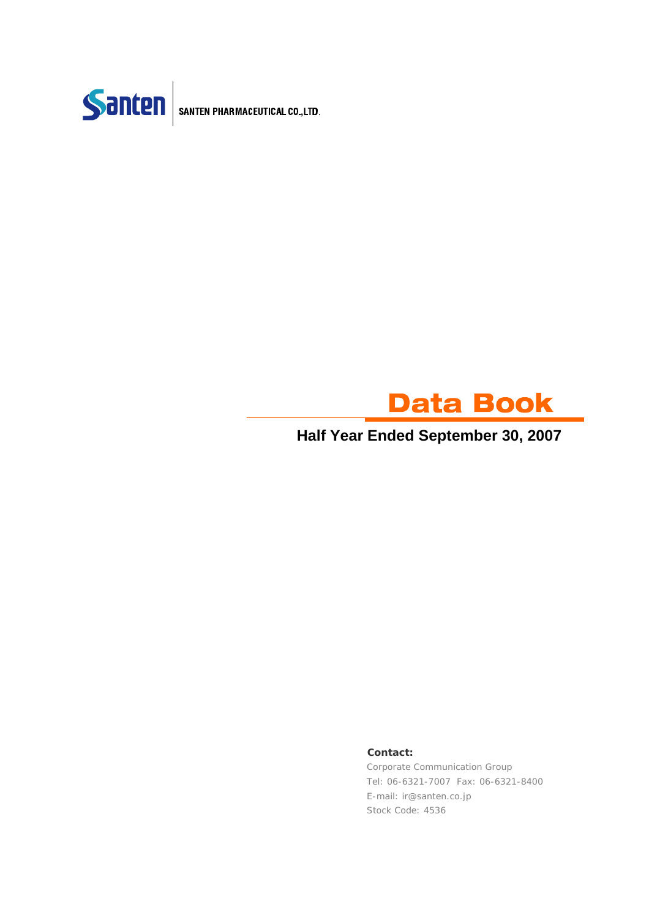Santen | SANTEN PHARMACEUTICAL CO.,LTD.

# Data Book

## Half Year Ended September 30, 2007

**Contact:**

Corporate Communication Group
Tel: 06-6321-7007 Fax: 06-6321-8400
E-mail: ir@santen.co.jp
Stock Code: 4536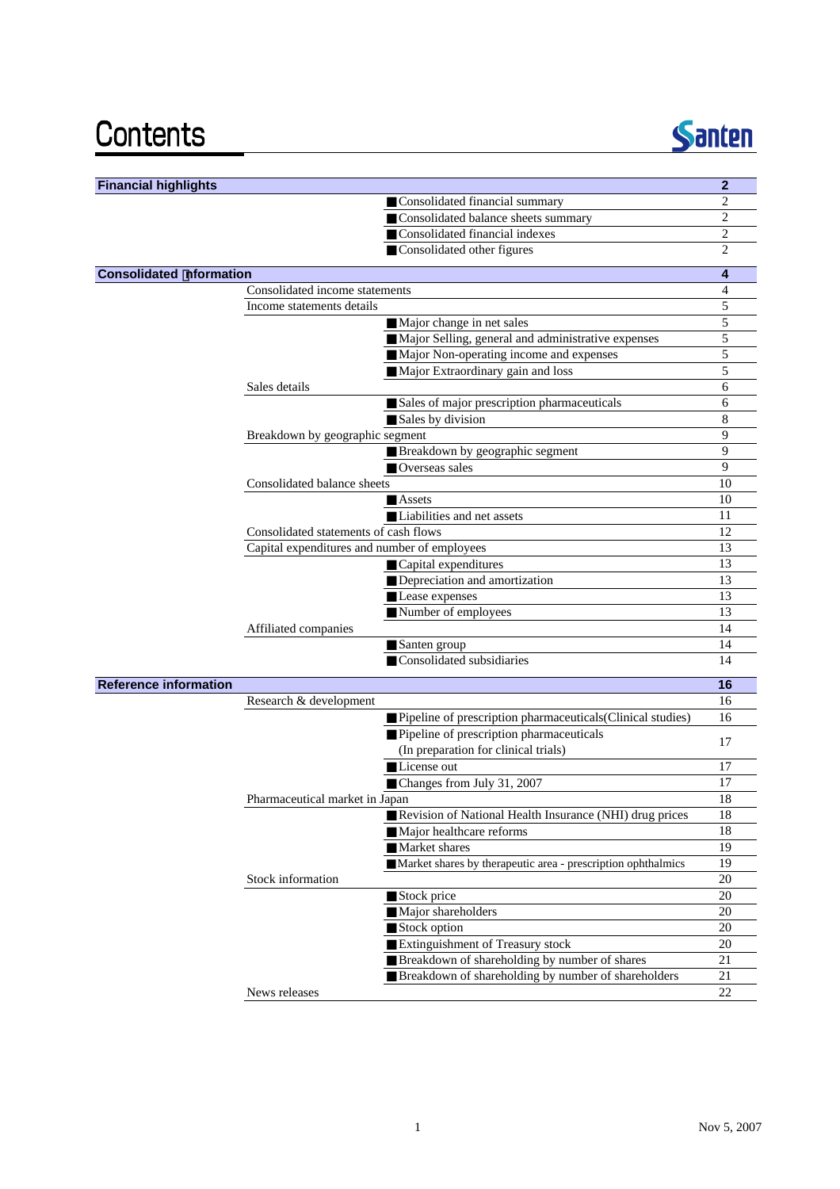# Contents

Santen

| Section | Subsection | Item | Page |
|---|---|---|---|
| **Financial highlights** | | | **2** |
| | | ■Consolidated financial summary | 2 |
| | | ■Consolidated balance sheets summary | 2 |
| | | ■Consolidated financial indexes | 2 |
| | | ■Consolidated other figures | 2 |
| **Consolidated information** | | | **4** |
| | Consolidated income statements | | 4 |
| | Income statements details | | 5 |
| | | ■Major change in net sales | 5 |
| | | ■Major Selling, general and administrative expenses | 5 |
| | | ■Major Non-operating income and expenses | 5 |
| | | ■Major Extraordinary gain and loss | 5 |
| | Sales details | | 6 |
| | | ■Sales of major prescription pharmaceuticals | 6 |
| | | ■Sales by division | 8 |
| | Breakdown by geographic segment | | 9 |
| | | ■Breakdown by geographic segment | 9 |
| | | ■Overseas sales | 9 |
| | Consolidated balance sheets | | 10 |
| | | ■Assets | 10 |
| | | ■Liabilities and net assets | 11 |
| | Consolidated statements of cash flows | | 12 |
| | Capital expenditures and number of employees | | 13 |
| | | ■Capital expenditures | 13 |
| | | ■Depreciation and amortization | 13 |
| | | ■Lease expenses | 13 |
| | | ■Number of employees | 13 |
| | Affiliated companies | | 14 |
| | | ■Santen group | 14 |
| | | ■Consolidated subsidiaries | 14 |
| **Reference information** | | | **16** |
| | Research & development | | 16 |
| | | ■Pipeline of prescription pharmaceuticals(Clinical studies) | 16 |
| | | ■Pipeline of prescription pharmaceuticals (In preparation for clinical trials) | 17 |
| | | ■License out | 17 |
| | | ■Changes from July 31, 2007 | 17 |
| | Pharmaceutical market in Japan | | 18 |
| | | ■Revision of National Health Insurance (NHI) drug prices | 18 |
| | | ■Major healthcare reforms | 18 |
| | | ■Market shares | 19 |
| | | ■Market shares by therapeutic area - prescription ophthalmics | 19 |
| | Stock information | | 20 |
| | | ■Stock price | 20 |
| | | ■Major shareholders | 20 |
| | | ■Stock option | 20 |
| | | ■Extinguishment of Treasury stock | 20 |
| | | ■Breakdown of shareholding by number of shares | 21 |
| | | ■Breakdown of shareholding by number of shareholders | 21 |
| | News releases | | 22 |

Nov 5, 2007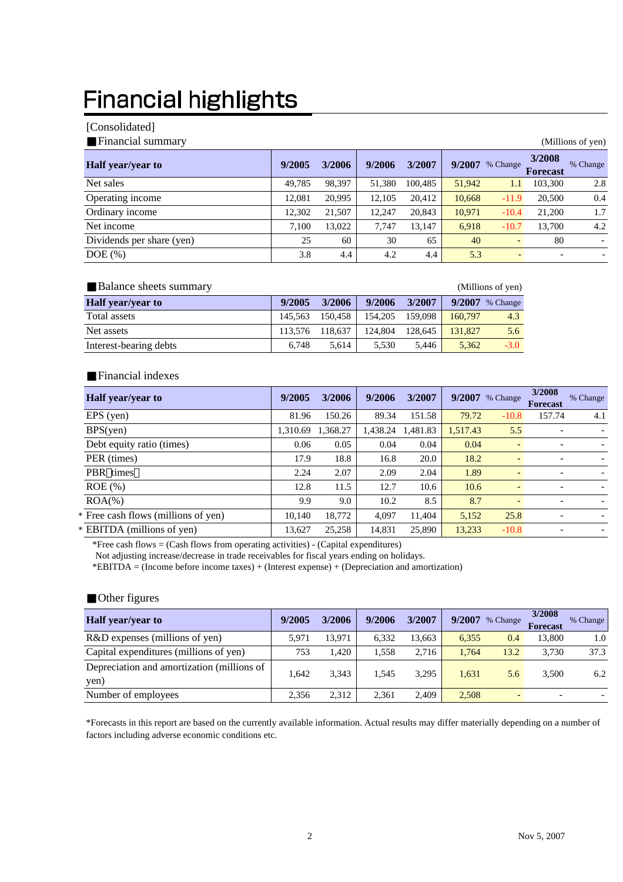# Financial highlights

[Consolidated]

■Financial summary

(Millions of yen)

| Half year/year to | 9/2005 | 3/2006 | 9/2006 | 3/2007 | 9/2007 | % Change | 3/2008 Forecast | % Change |
|---|---|---|---|---|---|---|---|---|
| Net sales | 49,785 | 98,397 | 51,380 | 100,485 | 51,942 | 1.1 | 103,300 | 2.8 |
| Operating income | 12,081 | 20,995 | 12,105 | 20,412 | 10,668 | -11.9 | 20,500 | 0.4 |
| Ordinary income | 12,302 | 21,507 | 12,247 | 20,843 | 10,971 | -10.4 | 21,200 | 1.7 |
| Net income | 7,100 | 13,022 | 7,747 | 13,147 | 6,918 | -10.7 | 13,700 | 4.2 |
| Dividends per share (yen) | 25 | 60 | 30 | 65 | 40 | - | 80 | - |
| DOE (%) | 3.8 | 4.4 | 4.2 | 4.4 | 5.3 | - | - | - |

■Balance sheets summary

(Millions of yen)

| Half year/year to | 9/2005 | 3/2006 | 9/2006 | 3/2007 | 9/2007 | % Change |
|---|---|---|---|---|---|---|
| Total assets | 145,563 | 150,458 | 154,205 | 159,098 | 160,797 | 4.3 |
| Net assets | 113,576 | 118,637 | 124,804 | 128,645 | 131,827 | 5.6 |
| Interest-bearing debts | 6,748 | 5,614 | 5,530 | 5,446 | 5,362 | -3.0 |

■Financial indexes

| Half year/year to | 9/2005 | 3/2006 | 9/2006 | 3/2007 | 9/2007 | % Change | 3/2008 Forecast | % Change |
|---|---|---|---|---|---|---|---|---|
| EPS (yen) | 81.96 | 150.26 | 89.34 | 151.58 | 79.72 | -10.8 | 157.74 | 4.1 |
| BPS(yen) | 1,310.69 | 1,368.27 | 1,438.24 | 1,481.83 | 1,517.43 | 5.5 | - | - |
| Debt equity ratio (times) | 0.06 | 0.05 | 0.04 | 0.04 | 0.04 | - | - | - |
| PER (times) | 17.9 | 18.8 | 16.8 | 20.0 | 18.2 | - | - | - |
| PBR（times） | 2.24 | 2.07 | 2.09 | 2.04 | 1.89 | - | - | - |
| ROE (%) | 12.8 | 11.5 | 12.7 | 10.6 | 10.6 | - | - | - |
| ROA(%) | 9.9 | 9.0 | 10.2 | 8.5 | 8.7 | - | - | - |
| * Free cash flows (millions of yen) | 10,140 | 18,772 | 4,097 | 11,404 | 5,152 | 25.8 | - | - |
| * EBITDA (millions of yen) | 13,627 | 25,258 | 14,831 | 25,890 | 13,233 | -10.8 | - | - |

*Free cash flows = (Cash flows from operating activities) - (Capital expenditures)
Not adjusting increase/decrease in trade receivables for fiscal years ending on holidays.
*EBITDA = (Income before income taxes) + (Interest expense) + (Depreciation and amortization)

■Other figures

| Half year/year to | 9/2005 | 3/2006 | 9/2006 | 3/2007 | 9/2007 | % Change | 3/2008 Forecast | % Change |
|---|---|---|---|---|---|---|---|---|
| R&D expenses (millions of yen) | 5,971 | 13,971 | 6,332 | 13,663 | 6,355 | 0.4 | 13,800 | 1.0 |
| Capital expenditures (millions of yen) | 753 | 1,420 | 1,558 | 2,716 | 1,764 | 13.2 | 3,730 | 37.3 |
| Depreciation and amortization (millions of yen) | 1,642 | 3,343 | 1,545 | 3,295 | 1,631 | 5.6 | 3,500 | 6.2 |
| Number of employees | 2,356 | 2,312 | 2,361 | 2,409 | 2,508 | - | - | - |

*Forecasts in this report are based on the currently available information. Actual results may differ materially depending on a number of factors including adverse economic conditions etc.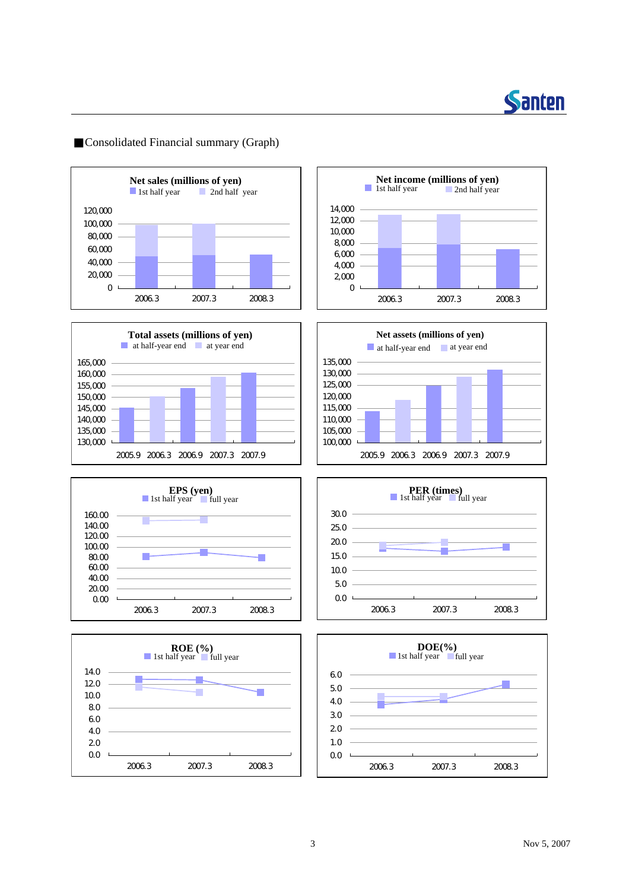■Consolidated Financial summary (Graph)

**Net sales (millions of yen)**

1st half year / 2nd half year

120,000 / 100,000 / 80,000 / 60,000 / 40,000 / 20,000 / 0

2006.3 / 2007.3 / 2008.3

**Net income (millions of yen)**

1st half year / 2nd half year

14,000 / 12,000 / 10,000 / 8,000 / 6,000 / 4,000 / 2,000 / 0

2006.3 / 2007.3 / 2008.3

**Total assets (millions of yen)**

at half-year end / at year end

165,000 / 160,000 / 155,000 / 150,000 / 145,000 / 140,000 / 135,000 / 130,000

2005.9 / 2006.3 / 2006.9 / 2007.3 / 2007.9

**Net assets (millions of yen)**

at half-year end / at year end

135,000 / 130,000 / 125,000 / 120,000 / 115,000 / 110,000 / 105,000 / 100,000

2005.9 / 2006.3 / 2006.9 / 2007.3 / 2007.9

**EPS (yen)**

1st half year / full year

160.00 / 140.00 / 120.00 / 100.00 / 80.00 / 60.00 / 40.00 / 20.00 / 0.00

2006.3 / 2007.3 / 2008.3

**PER (times)**

1st half year / full year

30.0 / 25.0 / 20.0 / 15.0 / 10.0 / 5.0 / 0.0

2006.3 / 2007.3 / 2008.3

**ROE (%)**

1st half year / full year

14.0 / 12.0 / 10.0 / 8.0 / 6.0 / 4.0 / 2.0 / 0.0

2006.3 / 2007.3 / 2008.3

**DOE(%)**

1st half year / full year

6.0 / 5.0 / 4.0 / 3.0 / 2.0 / 1.0 / 0.0

2006.3 / 2007.3 / 2008.3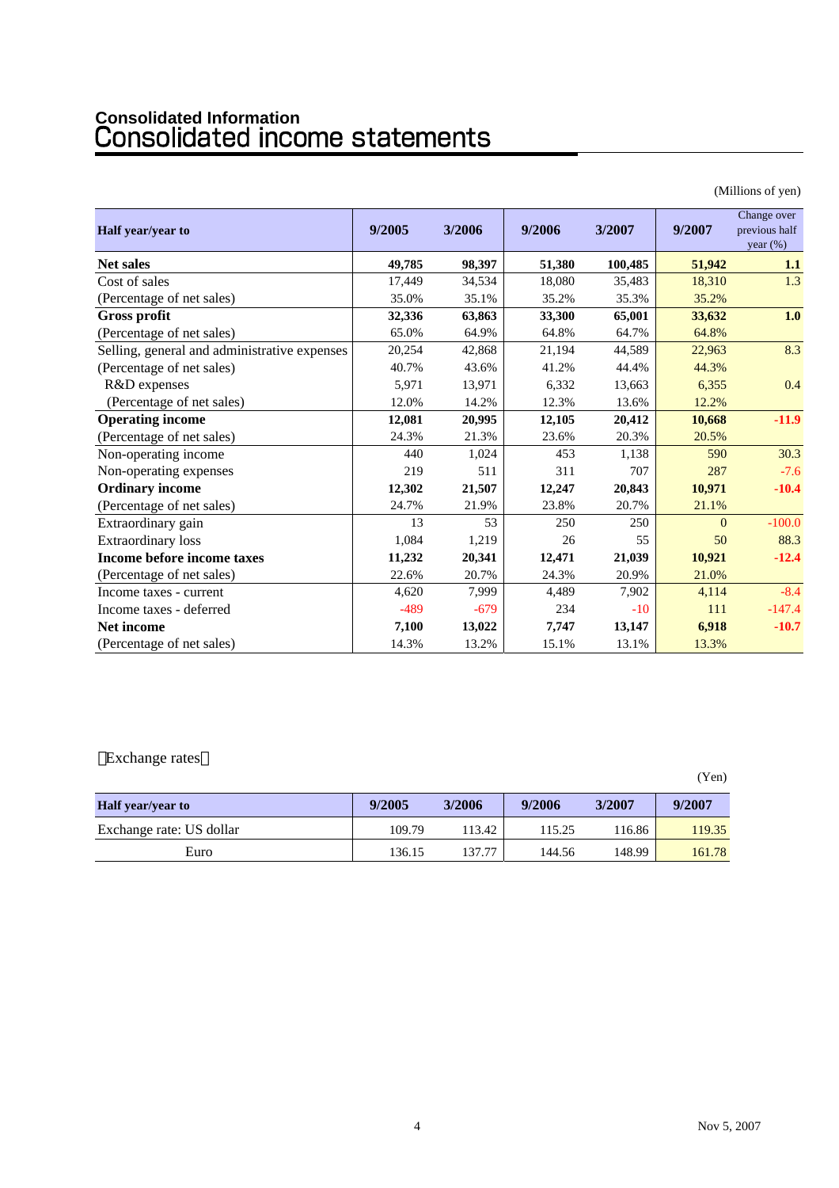## Consolidated Information

# Consolidated income statements

(Millions of yen)

| Half year/year to | 9/2005 | 3/2006 | 9/2006 | 3/2007 | 9/2007 | Change over previous half year (%) |
|---|---|---|---|---|---|---|
| **Net sales** | **49,785** | **98,397** | **51,380** | **100,485** | **51,942** | **1.1** |
| Cost of sales | 17,449 | 34,534 | 18,080 | 35,483 | 18,310 | 1.3 |
| (Percentage of net sales) | 35.0% | 35.1% | 35.2% | 35.3% | 35.2% | |
| **Gross profit** | **32,336** | **63,863** | **33,300** | **65,001** | **33,632** | **1.0** |
| (Percentage of net sales) | 65.0% | 64.9% | 64.8% | 64.7% | 64.8% | |
| Selling, general and administrative expenses | 20,254 | 42,868 | 21,194 | 44,589 | 22,963 | 8.3 |
| (Percentage of net sales) | 40.7% | 43.6% | 41.2% | 44.4% | 44.3% | |
| R&D expenses | 5,971 | 13,971 | 6,332 | 13,663 | 6,355 | 0.4 |
| (Percentage of net sales) | 12.0% | 14.2% | 12.3% | 13.6% | 12.2% | |
| **Operating income** | **12,081** | **20,995** | **12,105** | **20,412** | **10,668** | **-11.9** |
| (Percentage of net sales) | 24.3% | 21.3% | 23.6% | 20.3% | 20.5% | |
| Non-operating income | 440 | 1,024 | 453 | 1,138 | 590 | 30.3 |
| Non-operating expenses | 219 | 511 | 311 | 707 | 287 | -7.6 |
| **Ordinary income** | **12,302** | **21,507** | **12,247** | **20,843** | **10,971** | **-10.4** |
| (Percentage of net sales) | 24.7% | 21.9% | 23.8% | 20.7% | 21.1% | |
| Extraordinary gain | 13 | 53 | 250 | 250 | 0 | -100.0 |
| Extraordinary loss | 1,084 | 1,219 | 26 | 55 | 50 | 88.3 |
| **Income before income taxes** | **11,232** | **20,341** | **12,471** | **21,039** | **10,921** | **-12.4** |
| (Percentage of net sales) | 22.6% | 20.7% | 24.3% | 20.9% | 21.0% | |
| Income taxes - current | 4,620 | 7,999 | 4,489 | 7,902 | 4,114 | -8.4 |
| Income taxes - deferred | -489 | -679 | 234 | -10 | 111 | -147.4 |
| **Net income** | **7,100** | **13,022** | **7,747** | **13,147** | **6,918** | **-10.7** |
| (Percentage of net sales) | 14.3% | 13.2% | 15.1% | 13.1% | 13.3% | |

Exchange rates

(Yen)

| Half year/year to | 9/2005 | 3/2006 | 9/2006 | 3/2007 | 9/2007 |
|---|---|---|---|---|---|
| Exchange rate: US dollar | 109.79 | 113.42 | 115.25 | 116.86 | 119.35 |
| Euro | 136.15 | 137.77 | 144.56 | 148.99 | 161.78 |

Nov 5, 2007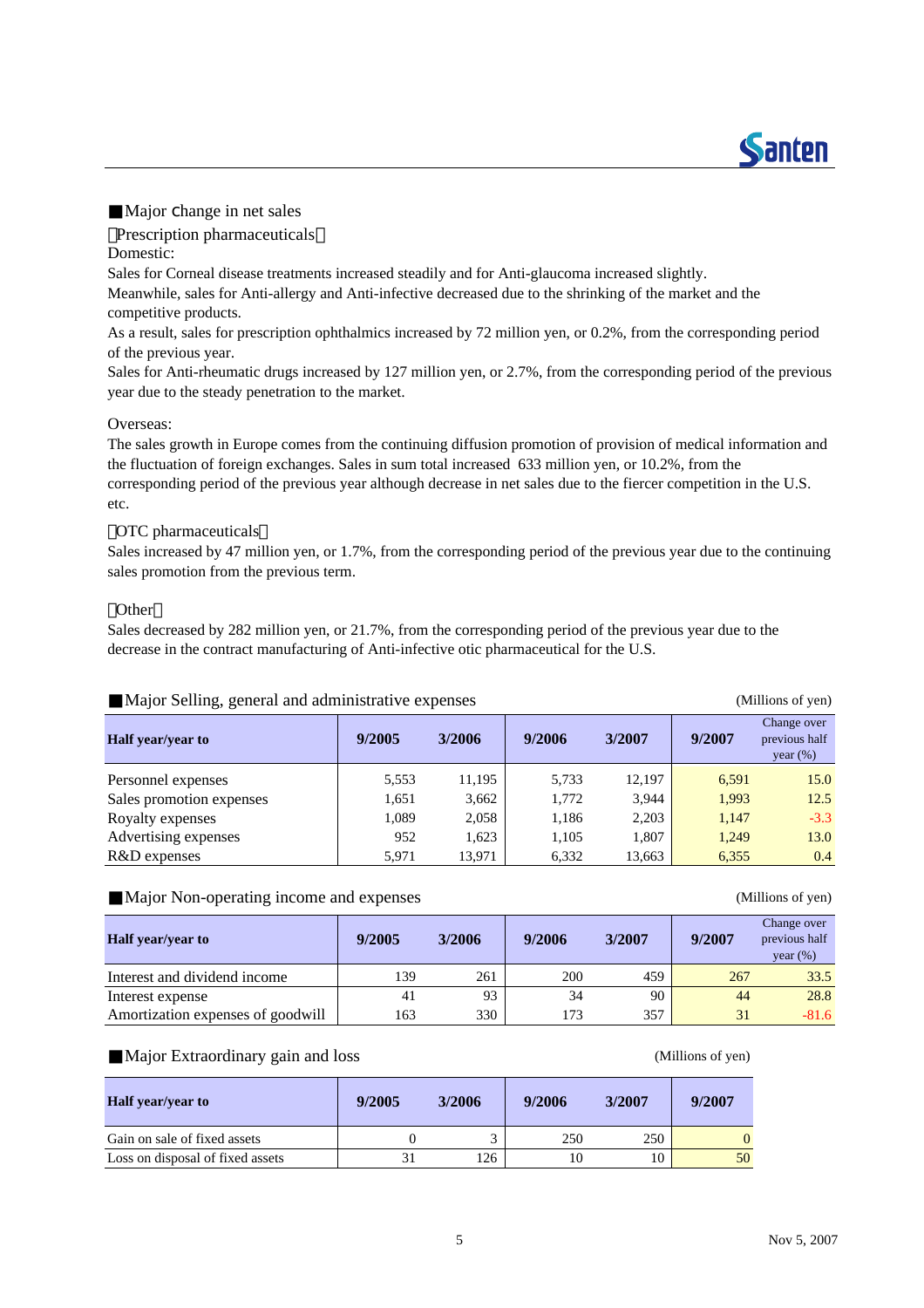## ■Major change in net sales

【Prescription pharmaceuticals】

Domestic:

Sales for Corneal disease treatments increased steadily and for Anti-glaucoma increased slightly.
Meanwhile, sales for Anti-allergy and Anti-infective decreased due to the shrinking of the market and the competitive products.
As a result, sales for prescription ophthalmics increased by 72 million yen, or 0.2%, from the corresponding period of the previous year.
Sales for Anti-rheumatic drugs increased by 127 million yen, or 2.7%, from the corresponding period of the previous year due to the steady penetration to the market.

Overseas:

The sales growth in Europe comes from the continuing diffusion promotion of provision of medical information and the fluctuation of foreign exchanges. Sales in sum total increased 633 million yen, or 10.2%, from the corresponding period of the previous year although decrease in net sales due to the fiercer competition in the U.S. etc.

【OTC pharmaceuticals】

Sales increased by 47 million yen, or 1.7%, from the corresponding period of the previous year due to the continuing sales promotion from the previous term.

【Other】

Sales decreased by 282 million yen, or 21.7%, from the corresponding period of the previous year due to the decrease in the contract manufacturing of Anti-infective otic pharmaceutical for the U.S.

## ■Major Selling, general and administrative expenses

(Millions of yen)

| Half year/year to | 9/2005 | 3/2006 | 9/2006 | 3/2007 | 9/2007 | Change over previous half year (%) |
|---|---|---|---|---|---|---|
| Personnel expenses | 5,553 | 11,195 | 5,733 | 12,197 | 6,591 | 15.0 |
| Sales promotion expenses | 1,651 | 3,662 | 1,772 | 3,944 | 1,993 | 12.5 |
| Royalty expenses | 1,089 | 2,058 | 1,186 | 2,203 | 1,147 | -3.3 |
| Advertising expenses | 952 | 1,623 | 1,105 | 1,807 | 1,249 | 13.0 |
| R&D expenses | 5,971 | 13,971 | 6,332 | 13,663 | 6,355 | 0.4 |

## ■Major Non-operating income and expenses

(Millions of yen)

| Half year/year to | 9/2005 | 3/2006 | 9/2006 | 3/2007 | 9/2007 | Change over previous half year (%) |
|---|---|---|---|---|---|---|
| Interest and dividend income | 139 | 261 | 200 | 459 | 267 | 33.5 |
| Interest expense | 41 | 93 | 34 | 90 | 44 | 28.8 |
| Amortization expenses of goodwill | 163 | 330 | 173 | 357 | 31 | -81.6 |

## ■Major Extraordinary gain and loss

(Millions of yen)

| Half year/year to | 9/2005 | 3/2006 | 9/2006 | 3/2007 | 9/2007 |
|---|---|---|---|---|---|
| Gain on sale of fixed assets | 0 | 3 | 250 | 250 | 0 |
| Loss on disposal of fixed assets | 31 | 126 | 10 | 10 | 50 |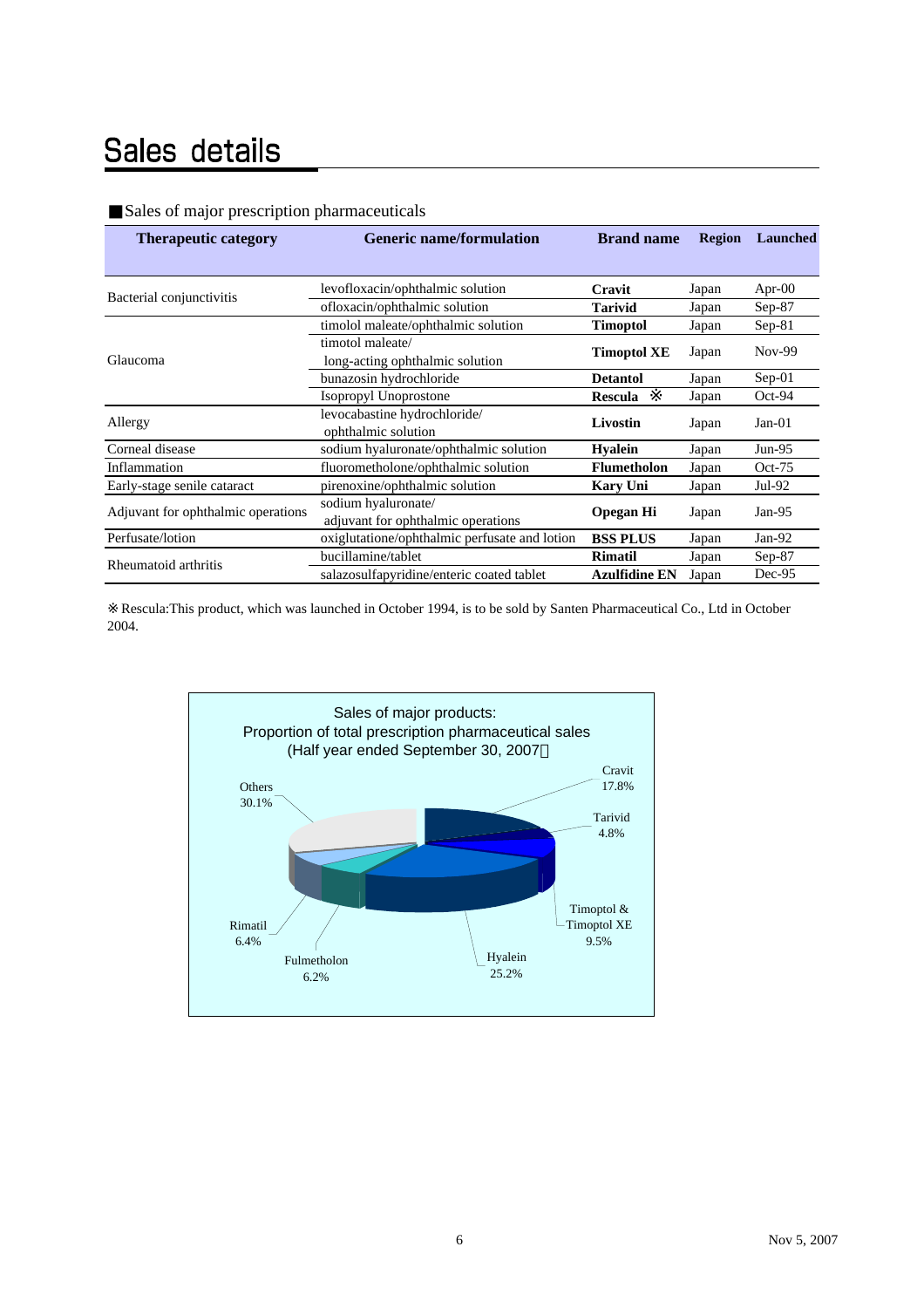# Sales details

## ■Sales of major prescription pharmaceuticals

| Therapeutic category | Generic name/formulation | Brand name | Region | Launched |
|---|---|---|---|---|
| Bacterial conjunctivitis | levofloxacin/ophthalmic solution | **Cravit** | Japan | Apr-00 |
| | ofloxacin/ophthalmic solution | **Tarivid** | Japan | Sep-87 |
| Glaucoma | timolol maleate/ophthalmic solution | **Timoptol** | Japan | Sep-81 |
| | timotol maleate/ long-acting ophthalmic solution | **Timoptol XE** | Japan | Nov-99 |
| | bunazosin hydrochloride | **Detantol** | Japan | Sep-01 |
| | Isopropyl Unoprostone | **Rescula ※** | Japan | Oct-94 |
| Allergy | levocabastine hydrochloride/ ophthalmic solution | **Livostin** | Japan | Jan-01 |
| Corneal disease | sodium hyaluronate/ophthalmic solution | **Hyalein** | Japan | Jun-95 |
| Inflammation | fluorometholone/ophthalmic solution | **Flumetholon** | Japan | Oct-75 |
| Early-stage senile cataract | pirenoxine/ophthalmic solution | **Kary Uni** | Japan | Jul-92 |
| Adjuvant for ophthalmic operations | sodium hyaluronate/ adjuvant for ophthalmic operations | **Opegan Hi** | Japan | Jan-95 |
| Perfusate/lotion | oxiglutatione/ophthalmic perfusate and lotion | **BSS PLUS** | Japan | Jan-92 |
| Rheumatoid arthritis | bucillamine/tablet | **Rimatil** | Japan | Sep-87 |
| | salazosulfapyridine/enteric coated tablet | **Azulfidine EN** | Japan | Dec-95 |

※Rescula:This product, which was launched in October 1994, is to be sold by Santen Pharmaceutical Co., Ltd in October 2004.

**Sales of major products: Proportion of total prescription pharmaceutical sales (Half year ended September 30, 2007)**

| Product | Share |
|---|---|
| Cravit | 17.8% |
| Tarivid | 4.8% |
| Timoptol & Timoptol XE | 9.5% |
| Hyalein | 25.2% |
| Fulmetholon | 6.2% |
| Rimatil | 6.4% |
| Others | 30.1% |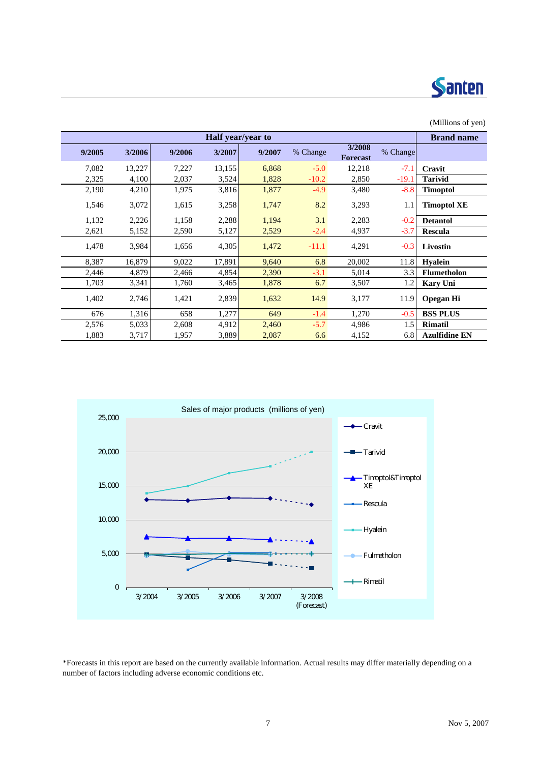(Millions of yen)

| Half year/year to | | | | | | | | Brand name |
|---|---|---|---|---|---|---|---|---|
| 9/2005 | 3/2006 | 9/2006 | 3/2007 | 9/2007 | % Change | 3/2008 Forecast | % Change | |
| 7,082 | 13,227 | 7,227 | 13,155 | 6,868 | -5.0 | 12,218 | -7.1 | **Cravit** |
| 2,325 | 4,100 | 2,037 | 3,524 | 1,828 | -10.2 | 2,850 | -19.1 | **Tarivid** |
| 2,190 | 4,210 | 1,975 | 3,816 | 1,877 | -4.9 | 3,480 | -8.8 | **Timoptol** |
| 1,546 | 3,072 | 1,615 | 3,258 | 1,747 | 8.2 | 3,293 | 1.1 | **Timoptol XE** |
| 1,132 | 2,226 | 1,158 | 2,288 | 1,194 | 3.1 | 2,283 | -0.2 | **Detantol** |
| 2,621 | 5,152 | 2,590 | 5,127 | 2,529 | -2.4 | 4,937 | -3.7 | **Rescula** |
| 1,478 | 3,984 | 1,656 | 4,305 | 1,472 | -11.1 | 4,291 | -0.3 | **Livostin** |
| 8,387 | 16,879 | 9,022 | 17,891 | 9,640 | 6.8 | 20,002 | 11.8 | **Hyalein** |
| 2,446 | 4,879 | 2,466 | 4,854 | 2,390 | -3.1 | 5,014 | 3.3 | **Flumetholon** |
| 1,703 | 3,341 | 1,760 | 3,465 | 1,878 | 6.7 | 3,507 | 1.2 | **Kary Uni** |
| 1,402 | 2,746 | 1,421 | 2,839 | 1,632 | 14.9 | 3,177 | 11.9 | **Opegan Hi** |
| 676 | 1,316 | 658 | 1,277 | 649 | -1.4 | 1,270 | -0.5 | **BSS PLUS** |
| 2,576 | 5,033 | 2,608 | 4,912 | 2,460 | -5.7 | 4,986 | 1.5 | **Rimatil** |
| 1,883 | 3,717 | 1,957 | 3,889 | 2,087 | 6.6 | 4,152 | 6.8 | **Azulfidine EN** |

Sales of major products (millions of yen)

*Forecasts in this report are based on the currently available information. Actual results may differ materially depending on a number of factors including adverse economic conditions etc.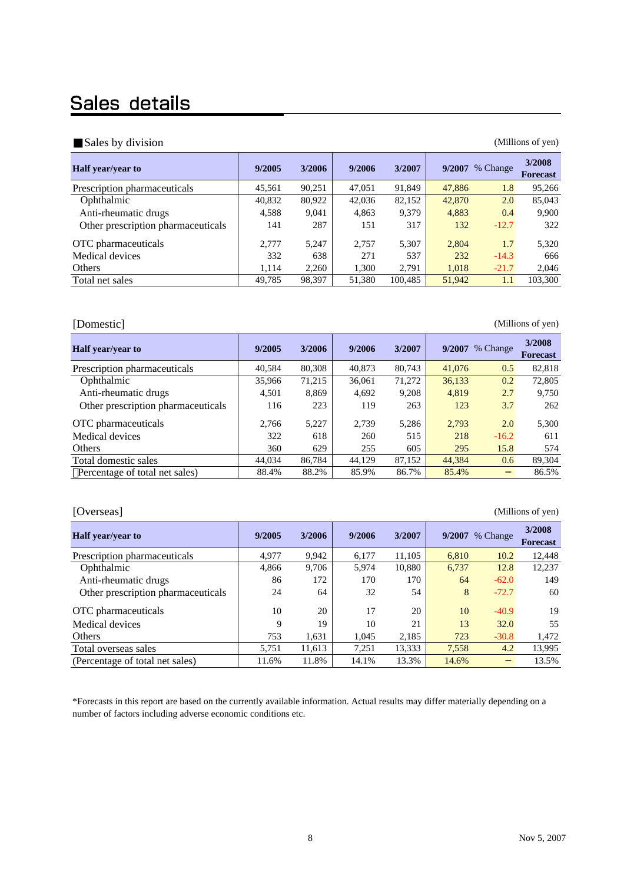# Sales details

■Sales by division

(Millions of yen)

| Half year/year to | 9/2005 | 3/2006 | 9/2006 | 3/2007 | 9/2007 | % Change | 3/2008 Forecast |
|---|---|---|---|---|---|---|---|
| Prescription pharmaceuticals | 45,561 | 90,251 | 47,051 | 91,849 | 47,886 | 1.8 | 95,266 |
| Ophthalmic | 40,832 | 80,922 | 42,036 | 82,152 | 42,870 | 2.0 | 85,043 |
| Anti-rheumatic drugs | 4,588 | 9,041 | 4,863 | 9,379 | 4,883 | 0.4 | 9,900 |
| Other prescription pharmaceuticals | 141 | 287 | 151 | 317 | 132 | -12.7 | 322 |
| OTC pharmaceuticals | 2,777 | 5,247 | 2,757 | 5,307 | 2,804 | 1.7 | 5,320 |
| Medical devices | 332 | 638 | 271 | 537 | 232 | -14.3 | 666 |
| Others | 1,114 | 2,260 | 1,300 | 2,791 | 1,018 | -21.7 | 2,046 |
| Total net sales | 49,785 | 98,397 | 51,380 | 100,485 | 51,942 | 1.1 | 103,300 |

[Domestic]

(Millions of yen)

| Half year/year to | 9/2005 | 3/2006 | 9/2006 | 3/2007 | 9/2007 | % Change | 3/2008 Forecast |
|---|---|---|---|---|---|---|---|
| Prescription pharmaceuticals | 40,584 | 80,308 | 40,873 | 80,743 | 41,076 | 0.5 | 82,818 |
| Ophthalmic | 35,966 | 71,215 | 36,061 | 71,272 | 36,133 | 0.2 | 72,805 |
| Anti-rheumatic drugs | 4,501 | 8,869 | 4,692 | 9,208 | 4,819 | 2.7 | 9,750 |
| Other prescription pharmaceuticals | 116 | 223 | 119 | 263 | 123 | 3.7 | 262 |
| OTC pharmaceuticals | 2,766 | 5,227 | 2,739 | 5,286 | 2,793 | 2.0 | 5,300 |
| Medical devices | 322 | 618 | 260 | 515 | 218 | -16.2 | 611 |
| Others | 360 | 629 | 255 | 605 | 295 | 15.8 | 574 |
| Total domestic sales | 44,034 | 86,784 | 44,129 | 87,152 | 44,384 | 0.6 | 89,304 |
| (Percentage of total net sales) | 88.4% | 88.2% | 85.9% | 86.7% | 85.4% | − | 86.5% |

[Overseas]

(Millions of yen)

| Half year/year to | 9/2005 | 3/2006 | 9/2006 | 3/2007 | 9/2007 | % Change | 3/2008 Forecast |
|---|---|---|---|---|---|---|---|
| Prescription pharmaceuticals | 4,977 | 9,942 | 6,177 | 11,105 | 6,810 | 10.2 | 12,448 |
| Ophthalmic | 4,866 | 9,706 | 5,974 | 10,880 | 6,737 | 12.8 | 12,237 |
| Anti-rheumatic drugs | 86 | 172 | 170 | 170 | 64 | -62.0 | 149 |
| Other prescription pharmaceuticals | 24 | 64 | 32 | 54 | 8 | -72.7 | 60 |
| OTC pharmaceuticals | 10 | 20 | 17 | 20 | 10 | -40.9 | 19 |
| Medical devices | 9 | 19 | 10 | 21 | 13 | 32.0 | 55 |
| Others | 753 | 1,631 | 1,045 | 2,185 | 723 | -30.8 | 1,472 |
| Total overseas sales | 5,751 | 11,613 | 7,251 | 13,333 | 7,558 | 4.2 | 13,995 |
| (Percentage of total net sales) | 11.6% | 11.8% | 14.1% | 13.3% | 14.6% | − | 13.5% |

*Forecasts in this report are based on the currently available information. Actual results may differ materially depending on a number of factors including adverse economic conditions etc.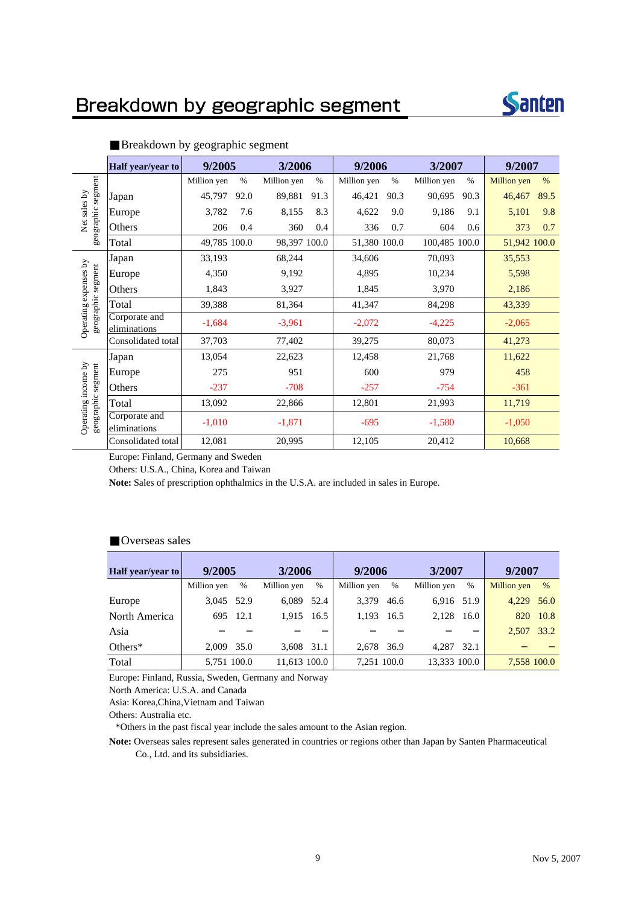# Breakdown by geographic segment

■Breakdown by geographic segment

| | Half year/year to | 9/2005 | | 3/2006 | | 9/2006 | | 3/2007 | | 9/2007 | |
|---|---|---|---|---|---|---|---|---|---|---|---|
| | | Million yen | % | Million yen | % | Million yen | % | Million yen | % | Million yen | % |
| Net sales by geographic segment | Japan | 45,797 | 92.0 | 89,881 | 91.3 | 46,421 | 90.3 | 90,695 | 90.3 | 46,467 | 89.5 |
| | Europe | 3,782 | 7.6 | 8,155 | 8.3 | 4,622 | 9.0 | 9,186 | 9.1 | 5,101 | 9.8 |
| | Others | 206 | 0.4 | 360 | 0.4 | 336 | 0.7 | 604 | 0.6 | 373 | 0.7 |
| | Total | 49,785 | 100.0 | 98,397 | 100.0 | 51,380 | 100.0 | 100,485 | 100.0 | 51,942 | 100.0 |
| Operating expenses by geographic segment | Japan | 33,193 | | 68,244 | | 34,606 | | 70,093 | | 35,553 | |
| | Europe | 4,350 | | 9,192 | | 4,895 | | 10,234 | | 5,598 | |
| | Others | 1,843 | | 3,927 | | 1,845 | | 3,970 | | 2,186 | |
| | Total | 39,388 | | 81,364 | | 41,347 | | 84,298 | | 43,339 | |
| | Corporate and eliminations | -1,684 | | -3,961 | | -2,072 | | -4,225 | | -2,065 | |
| | Consolidated total | 37,703 | | 77,402 | | 39,275 | | 80,073 | | 41,273 | |
| Operating income by geographic segment | Japan | 13,054 | | 22,623 | | 12,458 | | 21,768 | | 11,622 | |
| | Europe | 275 | | 951 | | 600 | | 979 | | 458 | |
| | Others | -237 | | -708 | | -257 | | -754 | | -361 | |
| | Total | 13,092 | | 22,866 | | 12,801 | | 21,993 | | 11,719 | |
| | Corporate and eliminations | -1,010 | | -1,871 | | -695 | | -1,580 | | -1,050 | |
| | Consolidated total | 12,081 | | 20,995 | | 12,105 | | 20,412 | | 10,668 | |

Europe: Finland, Germany and Sweden

Others: U.S.A., China, Korea and Taiwan

**Note:** Sales of prescription ophthalmics in the U.S.A. are included in sales in Europe.

■Overseas sales

| Half year/year to | 9/2005 | | 3/2006 | | 9/2006 | | 3/2007 | | 9/2007 | |
|---|---|---|---|---|---|---|---|---|---|---|
| | Million yen | % | Million yen | % | Million yen | % | Million yen | % | Million yen | % |
| Europe | 3,045 | 52.9 | 6,089 | 52.4 | 3,379 | 46.6 | 6,916 | 51.9 | 4,229 | 56.0 |
| North America | 695 | 12.1 | 1,915 | 16.5 | 1,193 | 16.5 | 2,128 | 16.0 | 820 | 10.8 |
| Asia | − | − | − | − | − | − | − | − | 2,507 | 33.2 |
| Others* | 2,009 | 35.0 | 3,608 | 31.1 | 2,678 | 36.9 | 4,287 | 32.1 | − | − |
| Total | 5,751 | 100.0 | 11,613 | 100.0 | 7,251 | 100.0 | 13,333 | 100.0 | 7,558 | 100.0 |

Europe: Finland, Russia, Sweden, Germany and Norway

North America: U.S.A. and Canada

Asia: Korea,China,Vietnam and Taiwan

Others: Australia etc.

*Others in the past fiscal year include the sales amount to the Asian region.

**Note:** Overseas sales represent sales generated in countries or regions other than Japan by Santen Pharmaceutical Co., Ltd. and its subsidiaries.

Nov 5, 2007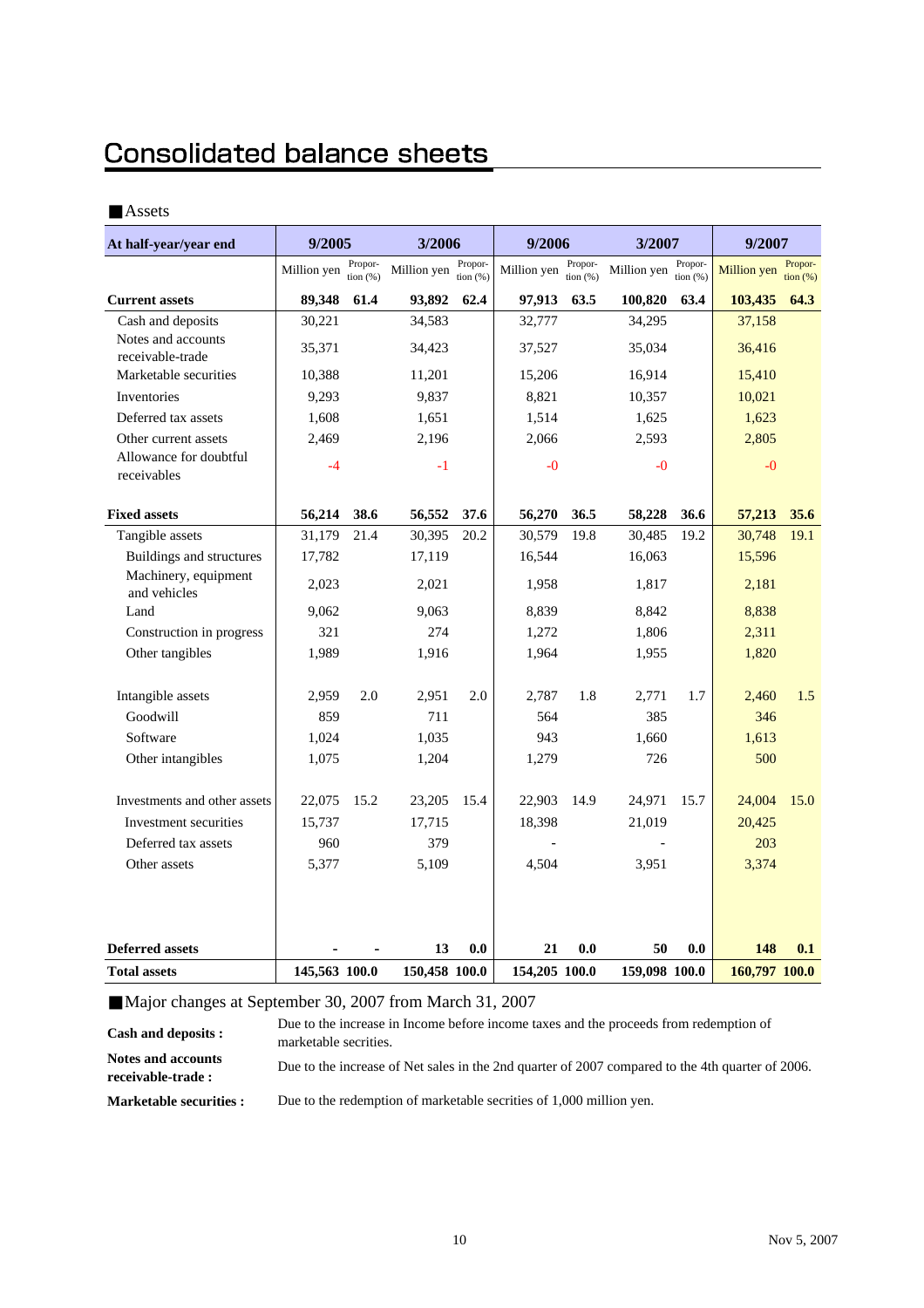# Consolidated balance sheets

■Assets

| At half-year/year end | 9/2005 | | 3/2006 | | 9/2006 | | 3/2007 | | 9/2007 | |
|---|---|---|---|---|---|---|---|---|---|---|
| | Million yen | Proportion (%) | Million yen | Proportion (%) | Million yen | Proportion (%) | Million yen | Proportion (%) | Million yen | Proportion (%) |
| **Current assets** | **89,348** | **61.4** | **93,892** | **62.4** | **97,913** | **63.5** | **100,820** | **63.4** | **103,435** | **64.3** |
| Cash and deposits | 30,221 | | 34,583 | | 32,777 | | 34,295 | | 37,158 | |
| Notes and accounts receivable-trade | 35,371 | | 34,423 | | 37,527 | | 35,034 | | 36,416 | |
| Marketable securities | 10,388 | | 11,201 | | 15,206 | | 16,914 | | 15,410 | |
| Inventories | 9,293 | | 9,837 | | 8,821 | | 10,357 | | 10,021 | |
| Deferred tax assets | 1,608 | | 1,651 | | 1,514 | | 1,625 | | 1,623 | |
| Other current assets | 2,469 | | 2,196 | | 2,066 | | 2,593 | | 2,805 | |
| Allowance for doubtful receivables | -4 | | -1 | | -0 | | -0 | | -0 | |
| **Fixed assets** | **56,214** | **38.6** | **56,552** | **37.6** | **56,270** | **36.5** | **58,228** | **36.6** | **57,213** | **35.6** |
| Tangible assets | 31,179 | 21.4 | 30,395 | 20.2 | 30,579 | 19.8 | 30,485 | 19.2 | 30,748 | 19.1 |
| Buildings and structures | 17,782 | | 17,119 | | 16,544 | | 16,063 | | 15,596 | |
| Machinery, equipment and vehicles | 2,023 | | 2,021 | | 1,958 | | 1,817 | | 2,181 | |
| Land | 9,062 | | 9,063 | | 8,839 | | 8,842 | | 8,838 | |
| Construction in progress | 321 | | 274 | | 1,272 | | 1,806 | | 2,311 | |
| Other tangibles | 1,989 | | 1,916 | | 1,964 | | 1,955 | | 1,820 | |
| Intangible assets | 2,959 | 2.0 | 2,951 | 2.0 | 2,787 | 1.8 | 2,771 | 1.7 | 2,460 | 1.5 |
| Goodwill | 859 | | 711 | | 564 | | 385 | | 346 | |
| Software | 1,024 | | 1,035 | | 943 | | 1,660 | | 1,613 | |
| Other intangibles | 1,075 | | 1,204 | | 1,279 | | 726 | | 500 | |
| Investments and other assets | 22,075 | 15.2 | 23,205 | 15.4 | 22,903 | 14.9 | 24,971 | 15.7 | 24,004 | 15.0 |
| Investment securities | 15,737 | | 17,715 | | 18,398 | | 21,019 | | 20,425 | |
| Deferred tax assets | 960 | | 379 | | - | | - | | 203 | |
| Other assets | 5,377 | | 5,109 | | 4,504 | | 3,951 | | 3,374 | |
| **Deferred assets** | **-** | **-** | **13** | **0.0** | **21** | **0.0** | **50** | **0.0** | **148** | **0.1** |
| **Total assets** | **145,563** | **100.0** | **150,458** | **100.0** | **154,205** | **100.0** | **159,098** | **100.0** | **160,797** | **100.0** |

■Major changes at September 30, 2007 from March 31, 2007

**Cash and deposits :** Due to the increase in Income before income taxes and the proceeds from redemption of marketable secrities.

**Notes and accounts receivable-trade :** Due to the increase of Net sales in the 2nd quarter of 2007 compared to the 4th quarter of 2006.

**Marketable securities :** Due to the redemption of marketable secrities of 1,000 million yen.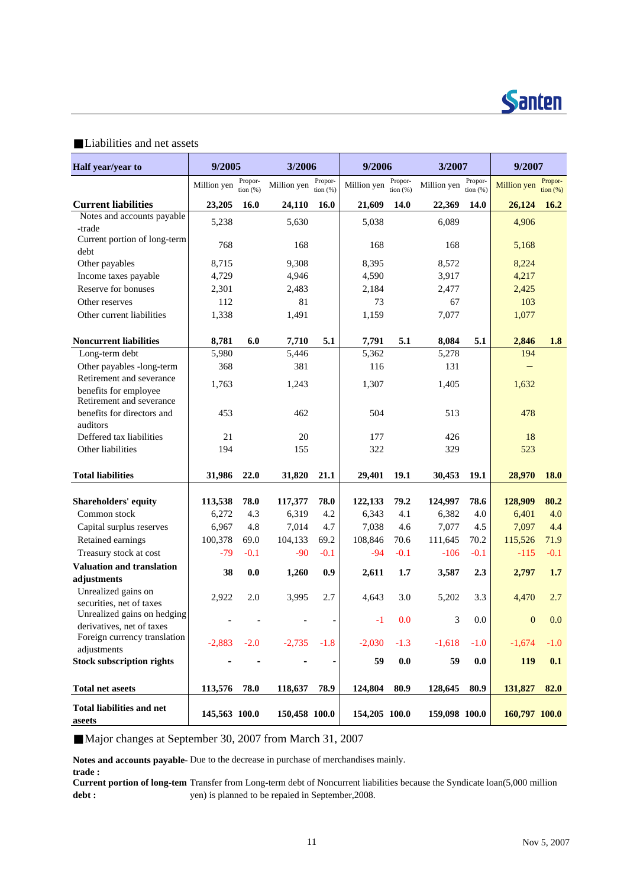## ■Liabilities and net assets

| Half year/year to | 9/2005 | | 3/2006 | | 9/2006 | | 3/2007 | | 9/2007 | |
|---|---|---|---|---|---|---|---|---|---|---|
| | Million yen | Proportion (%) | Million yen | Proportion (%) | Million yen | Proportion (%) | Million yen | Proportion (%) | Million yen | Proportion (%) |
| **Current liabilities** | **23,205** | **16.0** | **24,110** | **16.0** | **21,609** | **14.0** | **22,369** | **14.0** | **26,124** | **16.2** |
| Notes and accounts payable -trade | 5,238 | | 5,630 | | 5,038 | | 6,089 | | 4,906 | |
| Current portion of long-term debt | 768 | | 168 | | 168 | | 168 | | 5,168 | |
| Other payables | 8,715 | | 9,308 | | 8,395 | | 8,572 | | 8,224 | |
| Income taxes payable | 4,729 | | 4,946 | | 4,590 | | 3,917 | | 4,217 | |
| Reserve for bonuses | 2,301 | | 2,483 | | 2,184 | | 2,477 | | 2,425 | |
| Other reserves | 112 | | 81 | | 73 | | 67 | | 103 | |
| Other current liabilities | 1,338 | | 1,491 | | 1,159 | | 7,077 | | 1,077 | |
| **Noncurrent liabilities** | **8,781** | **6.0** | **7,710** | **5.1** | **7,791** | **5.1** | **8,084** | **5.1** | **2,846** | **1.8** |
| Long-term debt | 5,980 | | 5,446 | | 5,362 | | 5,278 | | 194 | |
| Other payables -long-term | 368 | | 381 | | 116 | | 131 | | － | |
| Retirement and severance benefits for employee | 1,763 | | 1,243 | | 1,307 | | 1,405 | | 1,632 | |
| Retirement and severance benefits for directors and auditors | 453 | | 462 | | 504 | | 513 | | 478 | |
| Deffered tax liabilities | 21 | | 20 | | 177 | | 426 | | 18 | |
| Other liabilities | 194 | | 155 | | 322 | | 329 | | 523 | |
| **Total liabilities** | **31,986** | **22.0** | **31,820** | **21.1** | **29,401** | **19.1** | **30,453** | **19.1** | **28,970** | **18.0** |
| **Shareholders' equity** | **113,538** | **78.0** | **117,377** | **78.0** | **122,133** | **79.2** | **124,997** | **78.6** | **128,909** | **80.2** |
| Common stock | 6,272 | 4.3 | 6,319 | 4.2 | 6,343 | 4.1 | 6,382 | 4.0 | 6,401 | 4.0 |
| Capital surplus reserves | 6,967 | 4.8 | 7,014 | 4.7 | 7,038 | 4.6 | 7,077 | 4.5 | 7,097 | 4.4 |
| Retained earnings | 100,378 | 69.0 | 104,133 | 69.2 | 108,846 | 70.6 | 111,645 | 70.2 | 115,526 | 71.9 |
| Treasury stock at cost | -79 | -0.1 | -90 | -0.1 | -94 | -0.1 | -106 | -0.1 | -115 | -0.1 |
| **Valuation and translation adjustments** | **38** | **0.0** | **1,260** | **0.9** | **2,611** | **1.7** | **3,587** | **2.3** | **2,797** | **1.7** |
| Unrealized gains on securities, net of taxes | 2,922 | 2.0 | 3,995 | 2.7 | 4,643 | 3.0 | 5,202 | 3.3 | 4,470 | 2.7 |
| Unrealized gains on hedging derivatives, net of taxes | - | - | - | - | -1 | 0.0 | 3 | 0.0 | 0 | 0.0 |
| Foreign currency translation adjustments | -2,883 | -2.0 | -2,735 | -1.8 | -2,030 | -1.3 | -1,618 | -1.0 | -1,674 | -1.0 |
| **Stock subscription rights** | **-** | **-** | **-** | **-** | **59** | **0.0** | **59** | **0.0** | **119** | **0.1** |
| **Total net aseets** | **113,576** | **78.0** | **118,637** | **78.9** | **124,804** | **80.9** | **128,645** | **80.9** | **131,827** | **82.0** |
| **Total liabilities and net aseets** | **145,563** | **100.0** | **150,458** | **100.0** | **154,205** | **100.0** | **159,098** | **100.0** | **160,797** | **100.0** |

## ■Major changes at September 30, 2007 from March 31, 2007

**Notes and accounts payable-trade :** Due to the decrease in purchase of merchandises mainly.

**Current portion of long-tem debt :** Transfer from Long-term debt of Noncurrent liabilities because the Syndicate loan(5,000 million yen) is planned to be repaied in September,2008.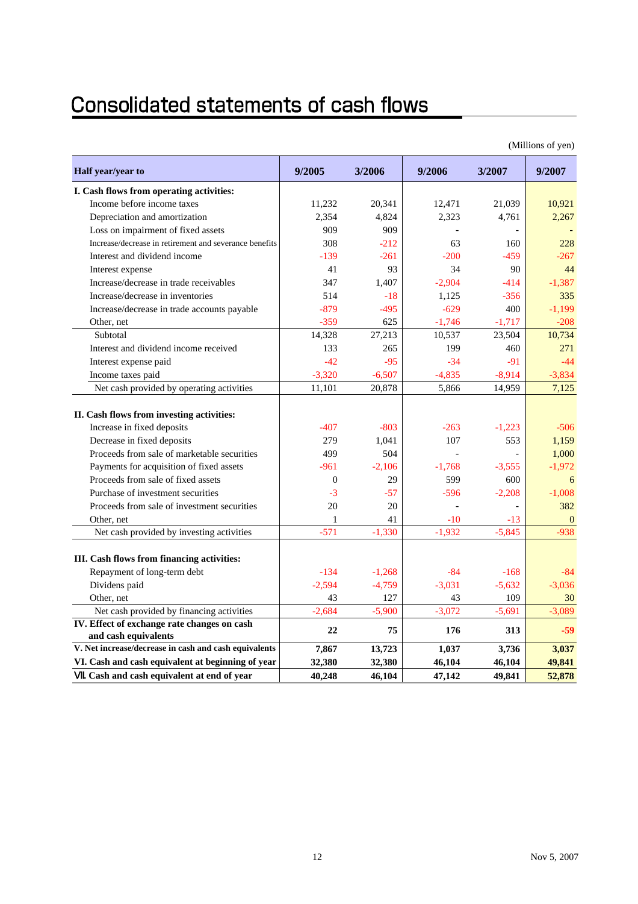# Consolidated statements of cash flows

(Millions of yen)

| Half year/year to | 9/2005 | 3/2006 | 9/2006 | 3/2007 | 9/2007 |
|---|---|---|---|---|---|
| **I. Cash flows from operating activities:** | | | | | |
| Income before income taxes | 11,232 | 20,341 | 12,471 | 21,039 | 10,921 |
| Depreciation and amortization | 2,354 | 4,824 | 2,323 | 4,761 | 2,267 |
| Loss on impairment of fixed assets | 909 | 909 | - | - | - |
| Increase/decrease in retirement and severance benefits | 308 | -212 | 63 | 160 | 228 |
| Interest and dividend income | -139 | -261 | -200 | -459 | -267 |
| Interest expense | 41 | 93 | 34 | 90 | 44 |
| Increase/decrease in trade receivables | 347 | 1,407 | -2,904 | -414 | -1,387 |
| Increase/decrease in inventories | 514 | -18 | 1,125 | -356 | 335 |
| Increase/decrease in trade accounts payable | -879 | -495 | -629 | 400 | -1,199 |
| Other, net | -359 | 625 | -1,746 | -1,717 | -208 |
| Subtotal | 14,328 | 27,213 | 10,537 | 23,504 | 10,734 |
| Interest and dividend income received | 133 | 265 | 199 | 460 | 271 |
| Interest expense paid | -42 | -95 | -34 | -91 | -44 |
| Income taxes paid | -3,320 | -6,507 | -4,835 | -8,914 | -3,834 |
| Net cash provided by operating activities | 11,101 | 20,878 | 5,866 | 14,959 | 7,125 |
| **II. Cash flows from investing activities:** | | | | | |
| Increase in fixed deposits | -407 | -803 | -263 | -1,223 | -506 |
| Decrease in fixed deposits | 279 | 1,041 | 107 | 553 | 1,159 |
| Proceeds from sale of marketable securities | 499 | 504 | - | - | 1,000 |
| Payments for acquisition of fixed assets | -961 | -2,106 | -1,768 | -3,555 | -1,972 |
| Proceeds from sale of fixed assets | 0 | 29 | 599 | 600 | 6 |
| Purchase of investment securities | -3 | -57 | -596 | -2,208 | -1,008 |
| Proceeds from sale of investment securities | 20 | 20 | - | - | 382 |
| Other, net | 1 | 41 | -10 | -13 | 0 |
| Net cash provided by investing activities | -571 | -1,330 | -1,932 | -5,845 | -938 |
| **III. Cash flows from financing activities:** | | | | | |
| Repayment of long-term debt | -134 | -1,268 | -84 | -168 | -84 |
| Dividens paid | -2,594 | -4,759 | -3,031 | -5,632 | -3,036 |
| Other, net | 43 | 127 | 43 | 109 | 30 |
| Net cash provided by financing activities | -2,684 | -5,900 | -3,072 | -5,691 | -3,089 |
| **IV. Effect of exchange rate changes on cash and cash equivalents** | **22** | **75** | **176** | **313** | **-59** |
| **V. Net increase/decrease in cash and cash equivalents** | **7,867** | **13,723** | **1,037** | **3,736** | **3,037** |
| **VI. Cash and cash equivalent at beginning of year** | **32,380** | **32,380** | **46,104** | **46,104** | **49,841** |
| **VII. Cash and cash equivalent at end of year** | **40,248** | **46,104** | **47,142** | **49,841** | **52,878** |

Nov 5, 2007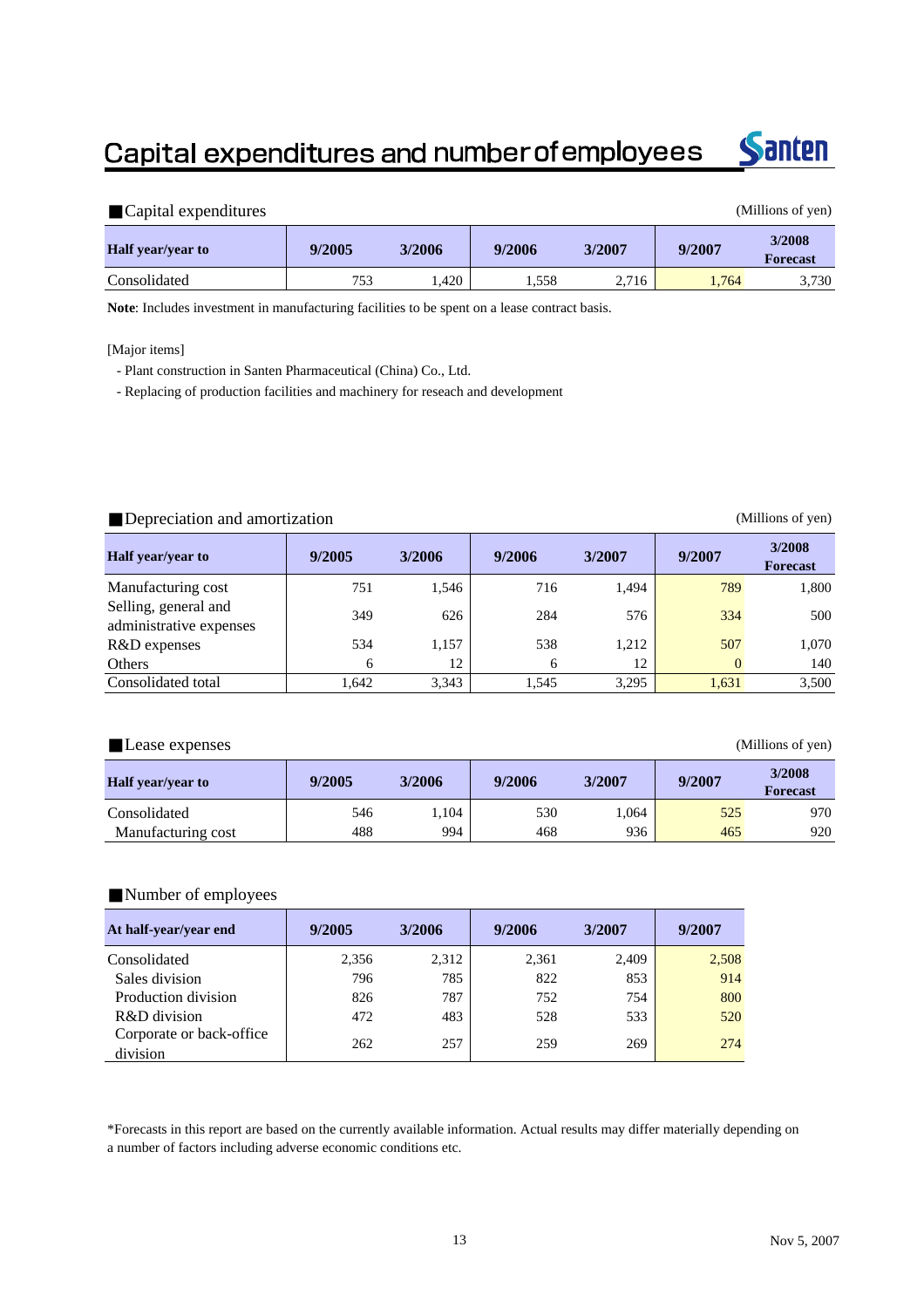# Capital expenditures and number of employees

Santen

## ■Capital expenditures

(Millions of yen)

| Half year/year to | 9/2005 | 3/2006 | 9/2006 | 3/2007 | 9/2007 | 3/2008 Forecast |
|---|---|---|---|---|---|---|
| Consolidated | 753 | 1,420 | 1,558 | 2,716 | 1,764 | 3,730 |

**Note**: Includes investment in manufacturing facilities to be spent on a lease contract basis.

[Major items]

- Plant construction in Santen Pharmaceutical (China) Co., Ltd.
- Replacing of production facilities and machinery for reseach and development

## ■Depreciation and amortization

(Millions of yen)

| Half year/year to | 9/2005 | 3/2006 | 9/2006 | 3/2007 | 9/2007 | 3/2008 Forecast |
|---|---|---|---|---|---|---|
| Manufacturing cost | 751 | 1,546 | 716 | 1,494 | 789 | 1,800 |
| Selling, general and administrative expenses | 349 | 626 | 284 | 576 | 334 | 500 |
| R&D expenses | 534 | 1,157 | 538 | 1,212 | 507 | 1,070 |
| Others | 6 | 12 | 6 | 12 | 0 | 140 |
| Consolidated total | 1,642 | 3,343 | 1,545 | 3,295 | 1,631 | 3,500 |

## ■Lease expenses

(Millions of yen)

| Half year/year to | 9/2005 | 3/2006 | 9/2006 | 3/2007 | 9/2007 | 3/2008 Forecast |
|---|---|---|---|---|---|---|
| Consolidated | 546 | 1,104 | 530 | 1,064 | 525 | 970 |
| Manufacturing cost | 488 | 994 | 468 | 936 | 465 | 920 |

## ■Number of employees

| At half-year/year end | 9/2005 | 3/2006 | 9/2006 | 3/2007 | 9/2007 |
|---|---|---|---|---|---|
| Consolidated | 2,356 | 2,312 | 2,361 | 2,409 | 2,508 |
| Sales division | 796 | 785 | 822 | 853 | 914 |
| Production division | 826 | 787 | 752 | 754 | 800 |
| R&D division | 472 | 483 | 528 | 533 | 520 |
| Corporate or back-office division | 262 | 257 | 259 | 269 | 274 |

*Forecasts in this report are based on the currently available information. Actual results may differ materially depending on a number of factors including adverse economic conditions etc.

Nov 5, 2007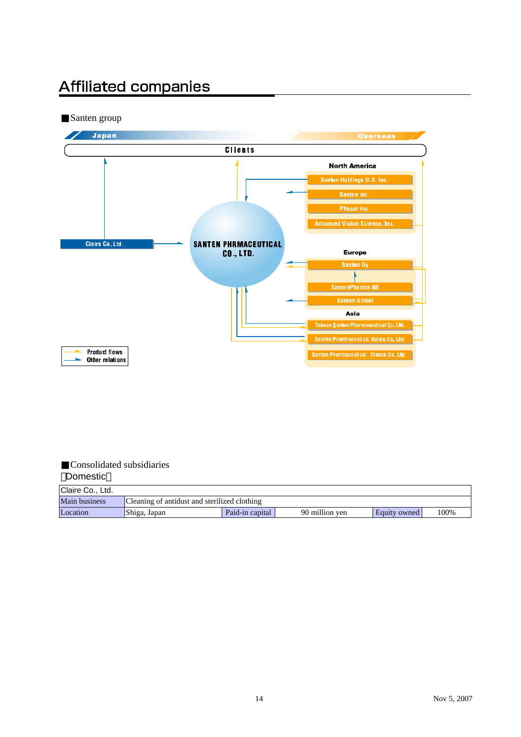# Affiliated companies

■Santen group

Japan | Overseas

Clients

North America
- Santen Holdings U.S. Inc.
- Santen Inc.
- Phacor Inc.
- Advanced Vision Science, Inc.

Claire Co., Ltd.

SANTEN PHRMACEUTICAL CO., LTD.

Europe
- Santen Oy
- SantenPharma AB
- Santen GmbH

Asia
- Taiwan Santen Pharmaceutical Co., Ltd.
- Santen Pharmaceutical Korea, Co., Ltd.
- Santen Pharmaceutical (China) Co., Ltd.

Product flows
Other relations

■Consolidated subsidiaries

【Domestic】

| Claire Co., Ltd. | | | | | |
|---|---|---|---|---|---|
| Main business | Cleaning of antidust and sterilized clothing | | | | |
| Location | Shiga, Japan | Paid-in capital | 90 million yen | Equity owned | 100% |

Nov 5, 2007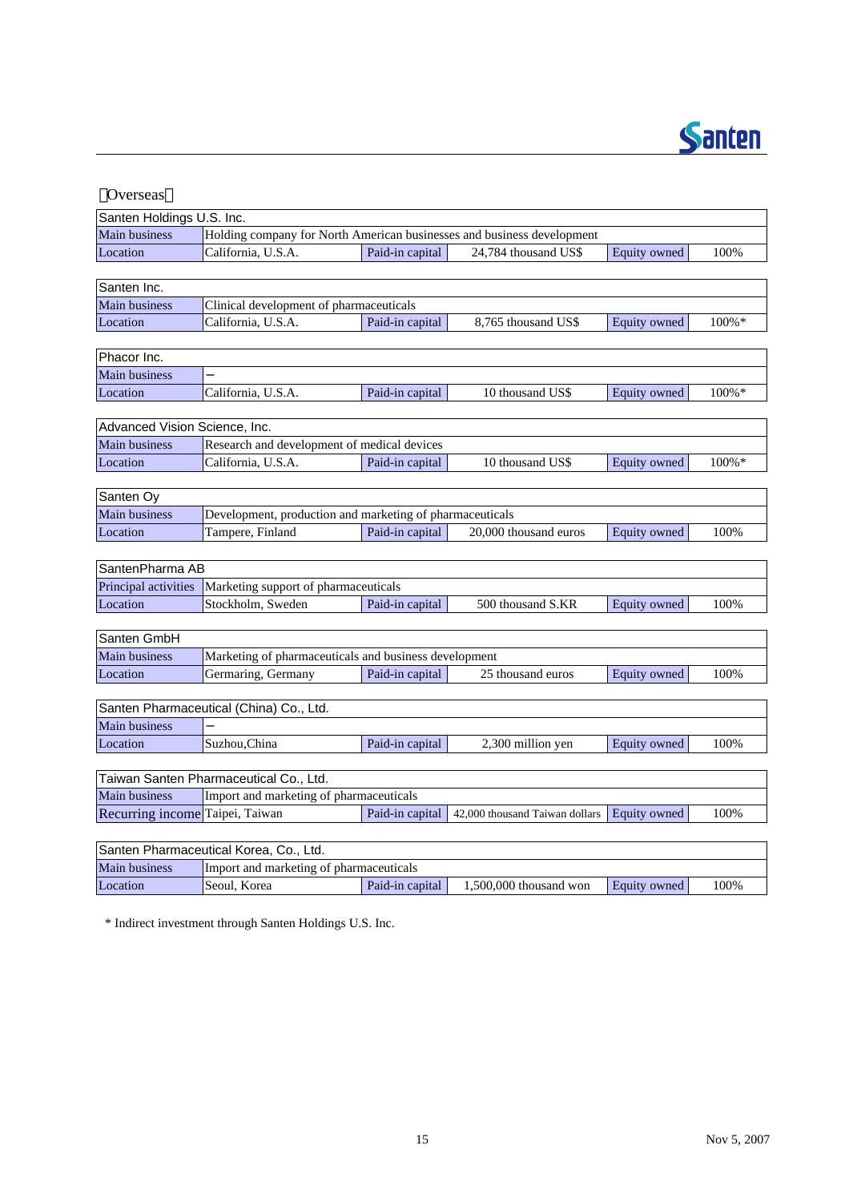【Overseas】

| Santen Holdings U.S. Inc. | | | | | |
|---|---|---|---|---|---|
| Main business | Holding company for North American businesses and business development | | | | |
| Location | California, U.S.A. | Paid-in capital | 24,784 thousand US$ | Equity owned | 100% |

| Santen Inc. | | | | | |
|---|---|---|---|---|---|
| Main business | Clinical development of pharmaceuticals | | | | |
| Location | California, U.S.A. | Paid-in capital | 8,765 thousand US$ | Equity owned | 100%* |

| Phacor Inc. | | | | | |
|---|---|---|---|---|---|
| Main business | – | | | | |
| Location | California, U.S.A. | Paid-in capital | 10 thousand US$ | Equity owned | 100%* |

| Advanced Vision Science, Inc. | | | | | |
|---|---|---|---|---|---|
| Main business | Research and development of medical devices | | | | |
| Location | California, U.S.A. | Paid-in capital | 10 thousand US$ | Equity owned | 100%* |

| Santen Oy | | | | | |
|---|---|---|---|---|---|
| Main business | Development, production and marketing of pharmaceuticals | | | | |
| Location | Tampere, Finland | Paid-in capital | 20,000 thousand euros | Equity owned | 100% |

| SantenPharma AB | | | | | |
|---|---|---|---|---|---|
| Principal activities | Marketing support of pharmaceuticals | | | | |
| Location | Stockholm, Sweden | Paid-in capital | 500 thousand S.KR | Equity owned | 100% |

| Santen GmbH | | | | | |
|---|---|---|---|---|---|
| Main business | Marketing of pharmaceuticals and business development | | | | |
| Location | Germaring, Germany | Paid-in capital | 25 thousand euros | Equity owned | 100% |

| Santen Pharmaceutical (China) Co., Ltd. | | | | | |
|---|---|---|---|---|---|
| Main business | – | | | | |
| Location | Suzhou,China | Paid-in capital | 2,300 million yen | Equity owned | 100% |

| Taiwan Santen Pharmaceutical Co., Ltd. | | | | | |
|---|---|---|---|---|---|
| Main business | Import and marketing of pharmaceuticals | | | | |
| Recurring income | Taipei, Taiwan | Paid-in capital | 42,000 thousand Taiwan dollars | Equity owned | 100% |

| Santen Pharmaceutical Korea, Co., Ltd. | | | | | |
|---|---|---|---|---|---|
| Main business | Import and marketing of pharmaceuticals | | | | |
| Location | Seoul, Korea | Paid-in capital | 1,500,000 thousand won | Equity owned | 100% |

* Indirect investment through Santen Holdings U.S. Inc.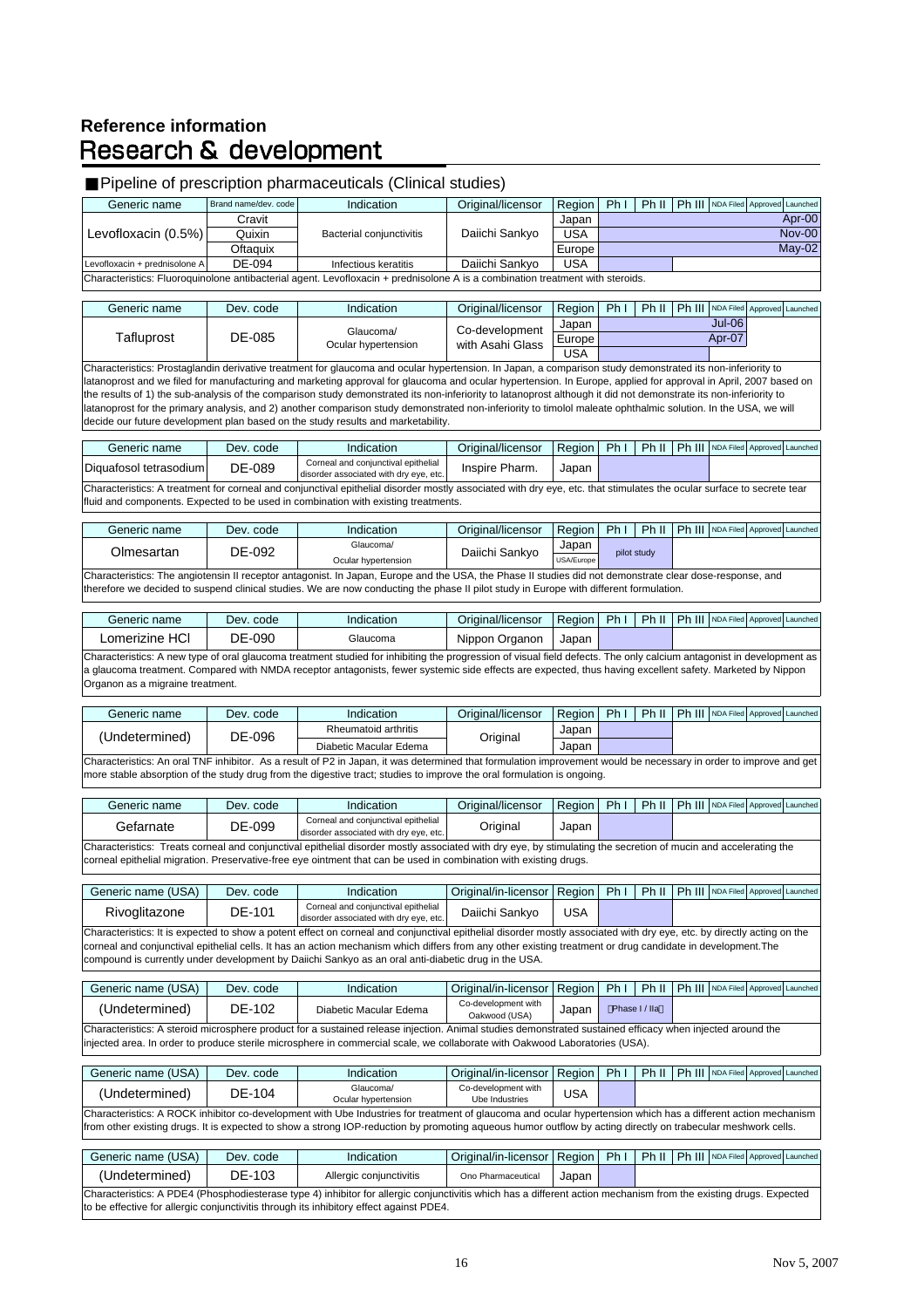## Reference information

# Research & development

### ■Pipeline of prescription pharmaceuticals (Clinical studies)

| Generic name | Brand name/dev. code | Indication | Original/licensor | Region | Ph I | Ph II | Ph III | NDA Filed | Approved | Launched |
|---|---|---|---|---|---|---|---|---|---|---|
| Levofloxacin (0.5%) | Cravit | Bacterial conjunctivitis | Daiichi Sankyo | Japan | | | | | | Apr-00 |
| | Quixin | | | USA | | | | | | Nov-00 |
| | Oftaquix | | | Europe | | | | | | May-02 |
| Levofloxacin + prednisolone A | DE-094 | Infectious keratitis | Daiichi Sankyo | USA | | | | | | |

Characteristics: Fluoroquinolone antibacterial agent. Levofloxacin + prednisolone A is a combination treatment with steroids.

| Generic name | Dev. code | Indication | Original/licensor | Region | Ph I | Ph II | Ph III | NDA Filed | Approved | Launched |
|---|---|---|---|---|---|---|---|---|---|---|
| Tafluprost | DE-085 | Glaucoma/ Ocular hypertension | Co-development with Asahi Glass | Japan | | | | Jul-06 | | |
| | | | | Europe | | | | Apr-07 | | |
| | | | | USA | | | | | | |

Characteristics: Prostaglandin derivative treatment for glaucoma and ocular hypertension. In Japan, a comparison study demonstrated its non-inferiority to latanoprost and we filed for manufacturing and marketing approval for glaucoma and ocular hypertension. In Europe, applied for approval in April, 2007 based on the results of 1) the sub-analysis of the comparison study demonstrated its non-inferiority to latanoprost although it did not demonstrate its non-inferiority to latanoprost for the primary analysis, and 2) another comparison study demonstrated non-inferiority to timolol maleate ophthalmic solution. In the USA, we will decide our future development plan based on the study results and marketability.

| Generic name | Dev. code | Indication | Original/licensor | Region | Ph I | Ph II | Ph III | NDA Filed | Approved | Launched |
|---|---|---|---|---|---|---|---|---|---|---|
| Diquafosol tetrasodium | DE-089 | Corneal and conjunctival epithelial disorder associated with dry eye, etc. | Inspire Pharm. | Japan | | | | | | |

Characteristics: A treatment for corneal and conjunctival epithelial disorder mostly associated with dry eye, etc. that stimulates the ocular surface to secrete tear fluid and components. Expected to be used in combination with existing treatments.

| Generic name | Dev. code | Indication | Original/licensor | Region | Ph I | Ph II | Ph III | NDA Filed | Approved | Launched |
|---|---|---|---|---|---|---|---|---|---|---|
| Olmesartan | DE-092 | Glaucoma/ Ocular hypertension | Daiichi Sankyo | Japan | | | | | | |
| | | | | USA/Europe | | pilot study | | | | |

Characteristics: The angiotensin II receptor antagonist. In Japan, Europe and the USA, the Phase II studies did not demonstrate clear dose-response, and therefore we decided to suspend clinical studies. We are now conducting the phase II pilot study in Europe with different formulation.

| Generic name | Dev. code | Indication | Original/licensor | Region | Ph I | Ph II | Ph III | NDA Filed | Approved | Launched |
|---|---|---|---|---|---|---|---|---|---|---|
| Lomerizine HCl | DE-090 | Glaucoma | Nippon Organon | Japan | | | | | | |

Characteristics: A new type of oral glaucoma treatment studied for inhibiting the progression of visual field defects. The only calcium antagonist in development as a glaucoma treatment. Compared with NMDA receptor antagonists, fewer systemic side effects are expected, thus having excellent safety. Marketed by Nippon Organon as a migraine treatment.

| Generic name | Dev. code | Indication | Original/licensor | Region | Ph I | Ph II | Ph III | NDA Filed | Approved | Launched |
|---|---|---|---|---|---|---|---|---|---|---|
| (Undetermined) | DE-096 | Rheumatoid arthritis | Original | Japan | | | | | | |
| | | Diabetic Macular Edema | | Japan | | | | | | |

Characteristics: An oral TNF inhibitor. As a result of P2 in Japan, it was determined that formulation improvement would be necessary in order to improve and get more stable absorption of the study drug from the digestive tract; studies to improve the oral formulation is ongoing.

| Generic name | Dev. code | Indication | Original/licensor | Region | Ph I | Ph II | Ph III | NDA Filed | Approved | Launched |
|---|---|---|---|---|---|---|---|---|---|---|
| Gefarnate | DE-099 | Corneal and conjunctival epithelial disorder associated with dry eye, etc. | Original | Japan | | | | | | |

Characteristics: Treats corneal and conjunctival epithelial disorder mostly associated with dry eye, by stimulating the secretion of mucin and accelerating the corneal epithelial migration. Preservative-free eye ointment that can be used in combination with existing drugs.

| Generic name (USA) | Dev. code | Indication | Original/in-licensor | Region | Ph I | Ph II | Ph III | NDA Filed | Approved | Launched |
|---|---|---|---|---|---|---|---|---|---|---|
| Rivoglitazone | DE-101 | Corneal and conjunctival epithelial disorder associated with dry eye, etc. | Daiichi Sankyo | USA | | | | | | |

Characteristics: It is expected to show a potent effect on corneal and conjunctival epithelial disorder mostly associated with dry eye, etc. by directly acting on the corneal and conjunctival epithelial cells. It has an action mechanism which differs from any other existing treatment or drug candidate in development.The compound is currently under development by Daiichi Sankyo as an oral anti-diabetic drug in the USA.

| Generic name (USA) | Dev. code | Indication | Original/in-licensor | Region | Ph I | Ph II | Ph III | NDA Filed | Approved | Launched |
|---|---|---|---|---|---|---|---|---|---|---|
| (Undetermined) | DE-102 | Diabetic Macular Edema | Co-development with Oakwood (USA) | Japan | (Phase I / IIa) | | | | | |

Characteristics: A steroid microsphere product for a sustained release injection. Animal studies demonstrated sustained efficacy when injected around the injected area. In order to produce sterile microsphere in commercial scale, we collaborate with Oakwood Laboratories (USA).

| Generic name (USA) | Dev. code | Indication | Original/in-licensor | Region | Ph I | Ph II | Ph III | NDA Filed | Approved | Launched |
|---|---|---|---|---|---|---|---|---|---|---|
| (Undetermined) | DE-104 | Glaucoma/ Ocular hypertension | Co-development with Ube Industries | USA | | | | | | |

Characteristics: A ROCK inhibitor co-development with Ube Industries for treatment of glaucoma and ocular hypertension which has a different action mechanism from other existing drugs. It is expected to show a strong IOP-reduction by promoting aqueous humor outflow by acting directly on trabecular meshwork cells.

| Generic name (USA) | Dev. code | Indication | Original/in-licensor | Region | Ph I | Ph II | Ph III | NDA Filed | Approved | Launched |
|---|---|---|---|---|---|---|---|---|---|---|
| (Undetermined) | DE-103 | Allergic conjunctivitis | Ono Pharmaceutical | Japan | | | | | | |

Characteristics: A PDE4 (Phosphodiesterase type 4) inhibitor for allergic conjunctivitis which has a different action mechanism from the existing drugs. Expected to be effective for allergic conjunctivitis through its inhibitory effect against PDE4.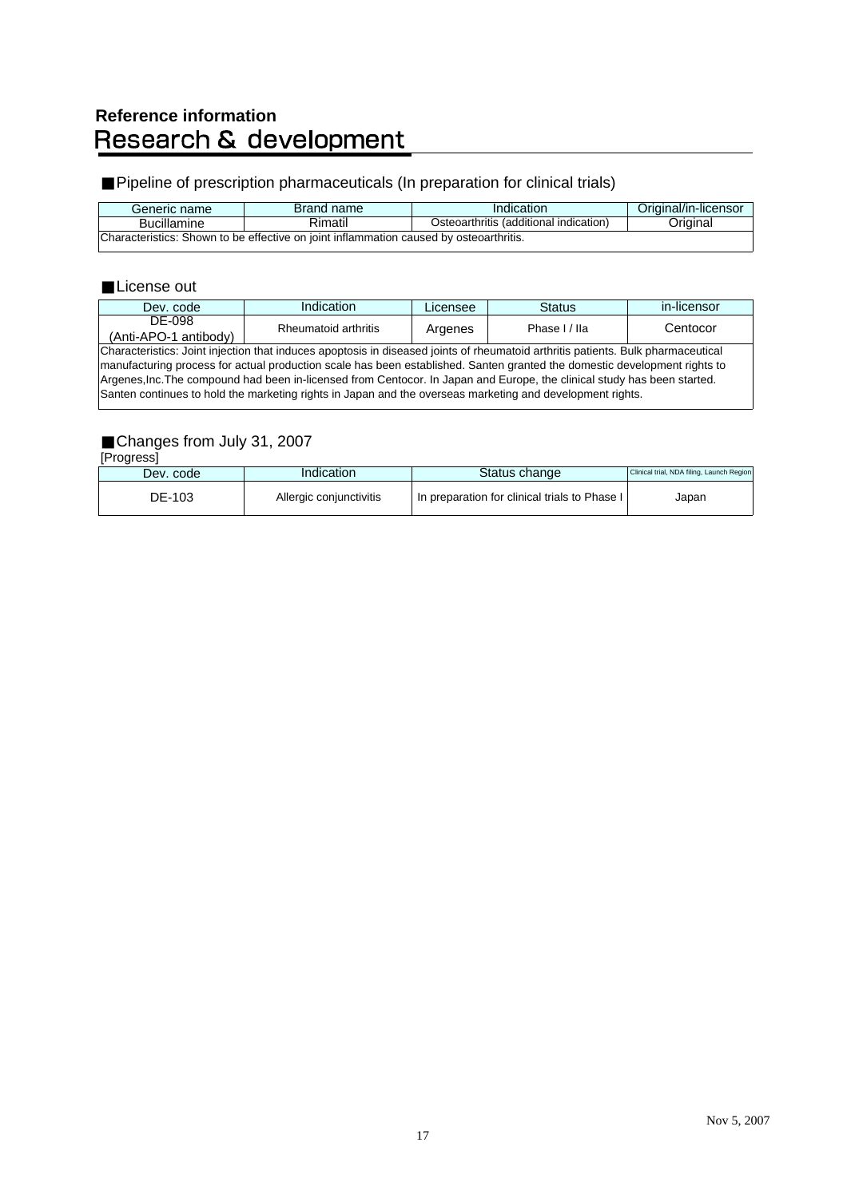**Reference information**

# Research & development

## ■Pipeline of prescription pharmaceuticals (In preparation for clinical trials)

| Generic name | Brand name | Indication | Original/in-licensor |
|---|---|---|---|
| Bucillamine | Rimatil | Osteoarthritis (additional indication) | Original |
| Characteristics: Shown to be effective on joint inflammation caused by osteoarthritis. | | | |

## ■License out

| Dev. code | Indication | Licensee | Status | in-licensor |
|---|---|---|---|---|
| DE-098 (Anti-APO-1 antibody) | Rheumatoid arthritis | Argenes | Phase I / IIa | Centocor |
| Characteristics: Joint injection that induces apoptosis in diseased joints of rheumatoid arthritis patients. Bulk pharmaceutical manufacturing process for actual production scale has been established. Santen granted the domestic development rights to Argenes,Inc.The compound had been in-licensed from Centocor. In Japan and Europe, the clinical study has been started. Santen continues to hold the marketing rights in Japan and the overseas marketing and development rights. | | | | |

## ■Changes from July 31, 2007

[Progress]

| Dev. code | Indication | Status change | Clinical trial, NDA filing, Launch Region |
|---|---|---|---|
| DE-103 | Allergic conjunctivitis | In preparation for clinical trials to Phase I | Japan |

Nov 5, 2007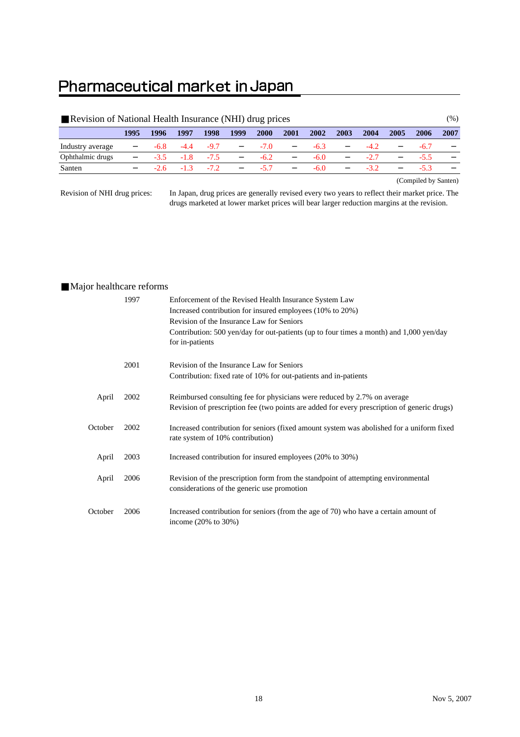# Pharmaceutical market in Japan

## ■Revision of National Health Insurance (NHI) drug prices

(%)

| | 1995 | 1996 | 1997 | 1998 | 1999 | 2000 | 2001 | 2002 | 2003 | 2004 | 2005 | 2006 | 2007 |
|---|---|---|---|---|---|---|---|---|---|---|---|---|---|
| Industry average | − | -6.8 | -4.4 | -9.7 | − | -7.0 | − | -6.3 | − | -4.2 | − | -6.7 | − |
| Ophthalmic drugs | − | -3.5 | -1.8 | -7.5 | − | -6.2 | − | -6.0 | − | -2.7 | − | -5.5 | − |
| Santen | − | -2.6 | -1.3 | -7.2 | − | -5.7 | − | -6.0 | − | -3.2 | − | -5.3 | − |

(Compiled by Santen)

Revision of NHI drug prices: In Japan, drug prices are generally revised every two years to reflect their market price. The drugs marketed at lower market prices will bear larger reduction margins at the revision.

## ■Major healthcare reforms

| | | |
|---|---|---|
| | 1997 | Enforcement of the Revised Health Insurance System Law<br>Increased contribution for insured employees (10% to 20%)<br>Revision of the Insurance Law for Seniors<br>Contribution: 500 yen/day for out-patients (up to four times a month) and 1,000 yen/day for in-patients |
| | 2001 | Revision of the Insurance Law for Seniors<br>Contribution: fixed rate of 10% for out-patients and in-patients |
| April | 2002 | Reimbursed consulting fee for physicians were reduced by 2.7% on average<br>Revision of prescription fee (two points are added for every prescription of generic drugs) |
| October | 2002 | Increased contribution for seniors (fixed amount system was abolished for a uniform fixed rate system of 10% contribution) |
| April | 2003 | Increased contribution for insured employees (20% to 30%) |
| April | 2006 | Revision of the prescription form from the standpoint of attempting environmental considerations of the generic use promotion |
| October | 2006 | Increased contribution for seniors (from the age of 70) who have a certain amount of income (20% to 30%) |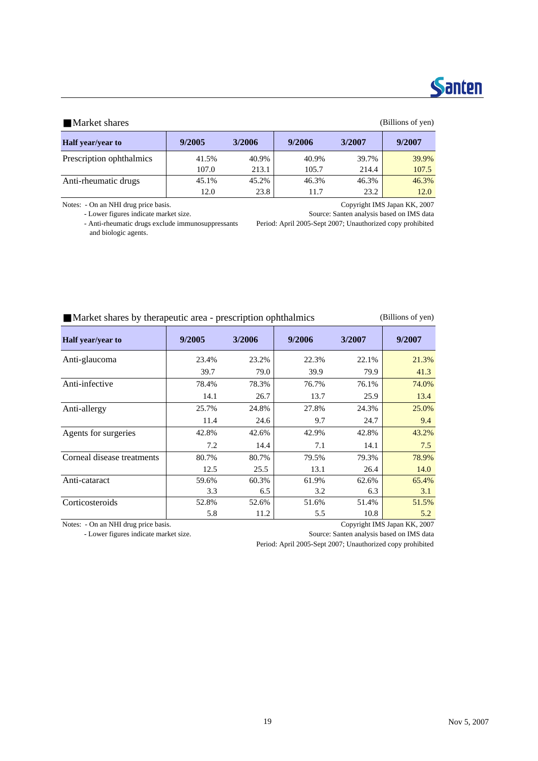## ■Market shares

(Billions of yen)

| Half year/year to | 9/2005 | 3/2006 | 9/2006 | 3/2007 | 9/2007 |
|---|---|---|---|---|---|
| Prescription ophthalmics | 41.5% | 40.9% | 40.9% | 39.7% | 39.9% |
| | 107.0 | 213.1 | 105.7 | 214.4 | 107.5 |
| Anti-rheumatic drugs | 45.1% | 45.2% | 46.3% | 46.3% | 46.3% |
| | 12.0 | 23.8 | 11.7 | 23.2 | 12.0 |

Notes: - On an NHI drug price basis.
- Lower figures indicate market size.
- Anti-rheumatic drugs exclude immunosuppressants and biologic agents.

Copyright IMS Japan KK, 2007
Source: Santen analysis based on IMS data
Period: April 2005-Sept 2007; Unauthorized copy prohibited

## ■Market shares by therapeutic area - prescription ophthalmics

(Billions of yen)

| Half year/year to | 9/2005 | 3/2006 | 9/2006 | 3/2007 | 9/2007 |
|---|---|---|---|---|---|
| Anti-glaucoma | 23.4% | 23.2% | 22.3% | 22.1% | 21.3% |
| | 39.7 | 79.0 | 39.9 | 79.9 | 41.3 |
| Anti-infective | 78.4% | 78.3% | 76.7% | 76.1% | 74.0% |
| | 14.1 | 26.7 | 13.7 | 25.9 | 13.4 |
| Anti-allergy | 25.7% | 24.8% | 27.8% | 24.3% | 25.0% |
| | 11.4 | 24.6 | 9.7 | 24.7 | 9.4 |
| Agents for surgeries | 42.8% | 42.6% | 42.9% | 42.8% | 43.2% |
| | 7.2 | 14.4 | 7.1 | 14.1 | 7.5 |
| Corneal disease treatments | 80.7% | 80.7% | 79.5% | 79.3% | 78.9% |
| | 12.5 | 25.5 | 13.1 | 26.4 | 14.0 |
| Anti-cataract | 59.6% | 60.3% | 61.9% | 62.6% | 65.4% |
| | 3.3 | 6.5 | 3.2 | 6.3 | 3.1 |
| Corticosteroids | 52.8% | 52.6% | 51.6% | 51.4% | 51.5% |
| | 5.8 | 11.2 | 5.5 | 10.8 | 5.2 |

Notes: - On an NHI drug price basis.
- Lower figures indicate market size.

Copyright IMS Japan KK, 2007
Source: Santen analysis based on IMS data
Period: April 2005-Sept 2007; Unauthorized copy prohibited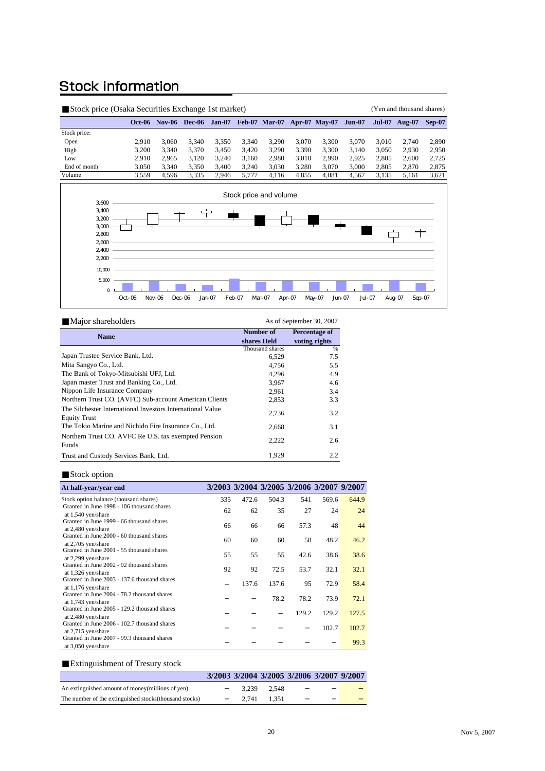# Stock information

■ Stock price (Osaka Securities Exchange 1st market) (Yen and thousand shares)

| | Oct-06 | Nov-06 | Dec-06 | Jan-07 | Feb-07 | Mar-07 | Apr-07 | May-07 | Jun-07 | Jul-07 | Aug-07 | Sep-07 |
|---|---|---|---|---|---|---|---|---|---|---|---|---|
| Stock price: | | | | | | | | | | | | |
| Open | 2,910 | 3,060 | 3,340 | 3,350 | 3,340 | 3,290 | 3,070 | 3,300 | 3,070 | 3,010 | 2,740 | 2,890 |
| High | 3,200 | 3,340 | 3,370 | 3,450 | 3,420 | 3,290 | 3,390 | 3,300 | 3,140 | 3,050 | 2,930 | 2,950 |
| Low | 2,910 | 2,965 | 3,120 | 3,240 | 3,160 | 2,980 | 3,010 | 2,990 | 2,925 | 2,805 | 2,600 | 2,725 |
| End of month | 3,050 | 3,340 | 3,350 | 3,400 | 3,240 | 3,030 | 3,280 | 3,070 | 3,000 | 2,805 | 2,870 | 2,875 |
| Volume | 3,559 | 4,596 | 3,335 | 2,946 | 5,777 | 4,116 | 4,855 | 4,081 | 4,567 | 3,135 | 5,161 | 3,621 |

Stock price and volume

■ Major shareholders

As of September 30, 2007

| Name | Number of shares Held | Percentage of voting rights |
|---|---|---|
| | Thousand shares | % |
| Japan Trustee Service Bank, Ltd. | 6,529 | 7.5 |
| Mita Sangyo Co., Ltd. | 4,756 | 5.5 |
| The Bank of Tokyo-Mitsubishi UFJ, Ltd. | 4,296 | 4.9 |
| Japan master Trust and Banking Co., Ltd. | 3,967 | 4.6 |
| Nippon Life Insurance Company | 2,961 | 3.4 |
| Northern Trust CO. (AVFC) Sub-account American Clients | 2,853 | 3.3 |
| The Silchester International Investors International Value Equity Trust | 2,736 | 3.2 |
| The Tokio Marine and Nichido Fire Insurance Co., Ltd. | 2,668 | 3.1 |
| Northern Trust CO. AVFC Re U.S. tax exempted Pension Funds | 2,222 | 2.6 |
| Trust and Custody Services Bank, Ltd. | 1,929 | 2.2 |

■ Stock option

| At half-year/year end | 3/2003 | 3/2004 | 3/2005 | 3/2006 | 3/2007 | 9/2007 |
|---|---|---|---|---|---|---|
| Stock option balance (thousand shares) | 335 | 472.6 | 504.3 | 541 | 569.6 | 644.9 |
| Granted in June 1998 - 106 thousand shares at 1,540 yen/share | 62 | 62 | 35 | 27 | 24 | 24 |
| Granted in June 1999 - 66 thousand shares at 2,480 yen/share | 66 | 66 | 66 | 57.3 | 48 | 44 |
| Granted in June 2000 - 60 thousand shares at 2,705 yen/share | 60 | 60 | 60 | 58 | 48.2 | 46.2 |
| Granted in June 2001 - 55 thousand shares at 2,299 yen/share | 55 | 55 | 55 | 42.6 | 38.6 | 38.6 |
| Granted in June 2002 - 92 thousand shares at 1,326 yen/share | 92 | 92 | 72.5 | 53.7 | 32.1 | 32.1 |
| Granted in June 2003 - 137.6 thousand shares at 1,176 yen/share | − | 137.6 | 137.6 | 95 | 72.9 | 58.4 |
| Granted in June 2004 - 78.2 thousand shares at 1,743 yen/share | − | − | 78.2 | 78.2 | 73.9 | 72.1 |
| Granted in June 2005 - 129.2 thousand shares at 2,480 yen/share | − | − | − | 129.2 | 129.2 | 127.5 |
| Granted in June 2006 - 102.7 thousand shares at 2,715 yen/share | − | − | − | − | 102.7 | 102.7 |
| Granted in June 2007 - 99.3 thousand shares at 3,050 yen/share | − | − | − | − | − | 99.3 |

■ Extinguishment of Tresury stock

| | 3/2003 | 3/2004 | 3/2005 | 3/2006 | 3/2007 | 9/2007 |
|---|---|---|---|---|---|---|
| An extinguished amount of money(millions of yen) | − | 3,239 | 2,548 | − | − | − |
| The number of the extinguished stocks(thousand stocks) | − | 2,741 | 1,351 | − | − | − |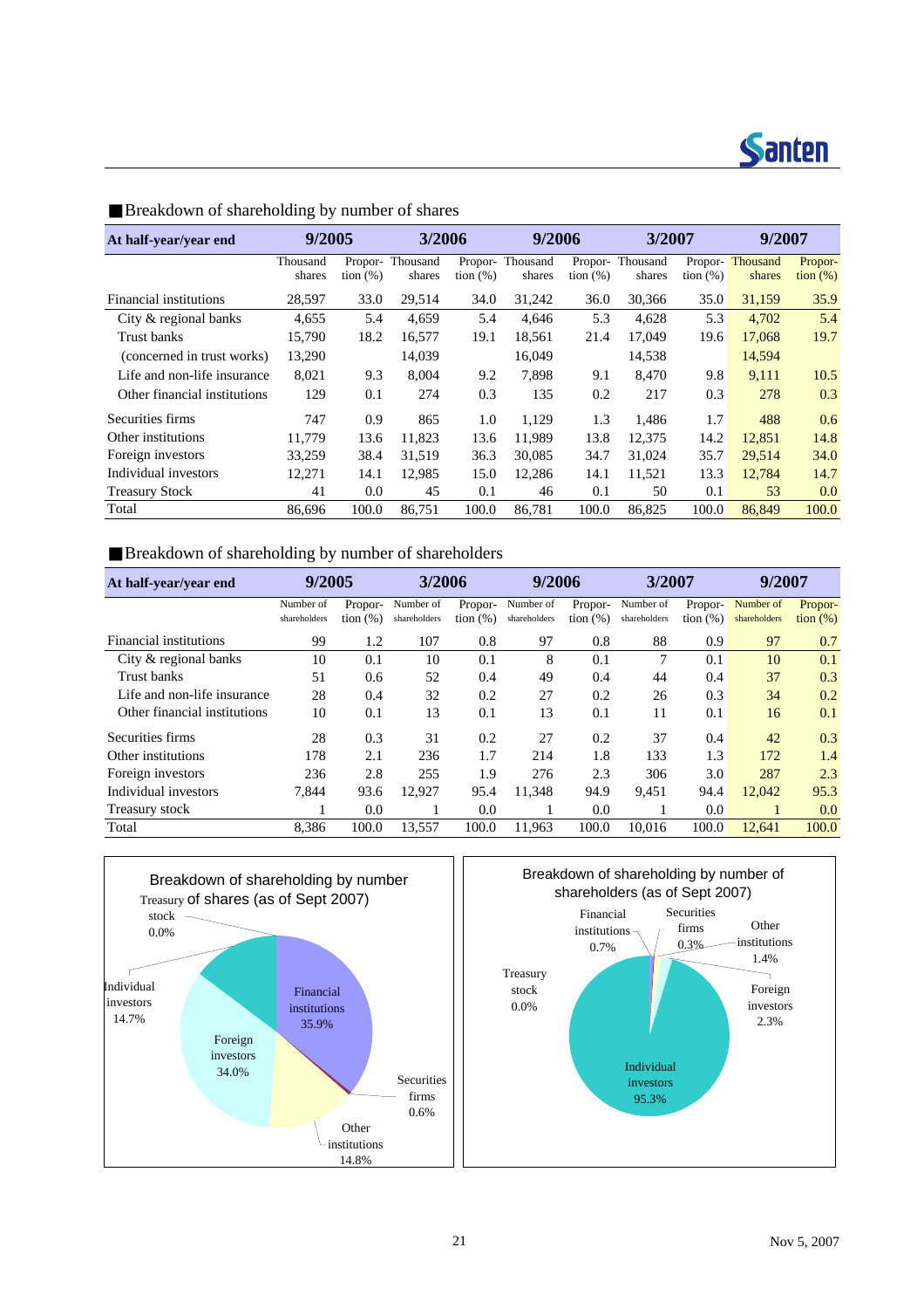## ■Breakdown of shareholding by number of shares

| At half-year/year end | 9/2005 | | 3/2006 | | 9/2006 | | 3/2007 | | 9/2007 | |
|---|---|---|---|---|---|---|---|---|---|---|
| | Thousand shares | Proportion (%) | Thousand shares | Proportion (%) | Thousand shares | Proportion (%) | Thousand shares | Proportion (%) | Thousand shares | Proportion (%) |
| Financial institutions | 28,597 | 33.0 | 29,514 | 34.0 | 31,242 | 36.0 | 30,366 | 35.0 | 31,159 | 35.9 |
| City & regional banks | 4,655 | 5.4 | 4,659 | 5.4 | 4,646 | 5.3 | 4,628 | 5.3 | 4,702 | 5.4 |
| Trust banks | 15,790 | 18.2 | 16,577 | 19.1 | 18,561 | 21.4 | 17,049 | 19.6 | 17,068 | 19.7 |
| (concerned in trust works) | 13,290 | | 14,039 | | 16,049 | | 14,538 | | 14,594 | |
| Life and non-life insurance | 8,021 | 9.3 | 8,004 | 9.2 | 7,898 | 9.1 | 8,470 | 9.8 | 9,111 | 10.5 |
| Other financial institutions | 129 | 0.1 | 274 | 0.3 | 135 | 0.2 | 217 | 0.3 | 278 | 0.3 |
| Securities firms | 747 | 0.9 | 865 | 1.0 | 1,129 | 1.3 | 1,486 | 1.7 | 488 | 0.6 |
| Other institutions | 11,779 | 13.6 | 11,823 | 13.6 | 11,989 | 13.8 | 12,375 | 14.2 | 12,851 | 14.8 |
| Foreign investors | 33,259 | 38.4 | 31,519 | 36.3 | 30,085 | 34.7 | 31,024 | 35.7 | 29,514 | 34.0 |
| Individual investors | 12,271 | 14.1 | 12,985 | 15.0 | 12,286 | 14.1 | 11,521 | 13.3 | 12,784 | 14.7 |
| Treasury Stock | 41 | 0.0 | 45 | 0.1 | 46 | 0.1 | 50 | 0.1 | 53 | 0.0 |
| Total | 86,696 | 100.0 | 86,751 | 100.0 | 86,781 | 100.0 | 86,825 | 100.0 | 86,849 | 100.0 |

## ■Breakdown of shareholding by number of shareholders

| At half-year/year end | 9/2005 | | 3/2006 | | 9/2006 | | 3/2007 | | 9/2007 | |
|---|---|---|---|---|---|---|---|---|---|---|
| | Number of shareholders | Proportion (%) | Number of shareholders | Proportion (%) | Number of shareholders | Proportion (%) | Number of shareholders | Proportion (%) | Number of shareholders | Proportion (%) |
| Financial institutions | 99 | 1.2 | 107 | 0.8 | 97 | 0.8 | 88 | 0.9 | 97 | 0.7 |
| City & regional banks | 10 | 0.1 | 10 | 0.1 | 8 | 0.1 | 7 | 0.1 | 10 | 0.1 |
| Trust banks | 51 | 0.6 | 52 | 0.4 | 49 | 0.4 | 44 | 0.4 | 37 | 0.3 |
| Life and non-life insurance | 28 | 0.4 | 32 | 0.2 | 27 | 0.2 | 26 | 0.3 | 34 | 0.2 |
| Other financial institutions | 10 | 0.1 | 13 | 0.1 | 13 | 0.1 | 11 | 0.1 | 16 | 0.1 |
| Securities firms | 28 | 0.3 | 31 | 0.2 | 27 | 0.2 | 37 | 0.4 | 42 | 0.3 |
| Other institutions | 178 | 2.1 | 236 | 1.7 | 214 | 1.8 | 133 | 1.3 | 172 | 1.4 |
| Foreign investors | 236 | 2.8 | 255 | 1.9 | 276 | 2.3 | 306 | 3.0 | 287 | 2.3 |
| Individual investors | 7,844 | 93.6 | 12,927 | 95.4 | 11,348 | 94.9 | 9,451 | 94.4 | 12,042 | 95.3 |
| Treasury stock | 1 | 0.0 | 1 | 0.0 | 1 | 0.0 | 1 | 0.0 | 1 | 0.0 |
| Total | 8,386 | 100.0 | 13,557 | 100.0 | 11,963 | 100.0 | 10,016 | 100.0 | 12,641 | 100.0 |

Breakdown of shareholding by number of shares (as of Sept 2007)

- Financial institutions 35.9%
- Securities firms 0.6%
- Other institutions 14.8%
- Foreign investors 34.0%
- Individual investors 14.7%
- Treasury stock 0.0%

Breakdown of shareholding by number of shareholders (as of Sept 2007)

- Financial institutions 0.7%
- Securities firms 0.3%
- Other institutions 1.4%
- Foreign investors 2.3%
- Individual investors 95.3%
- Treasury stock 0.0%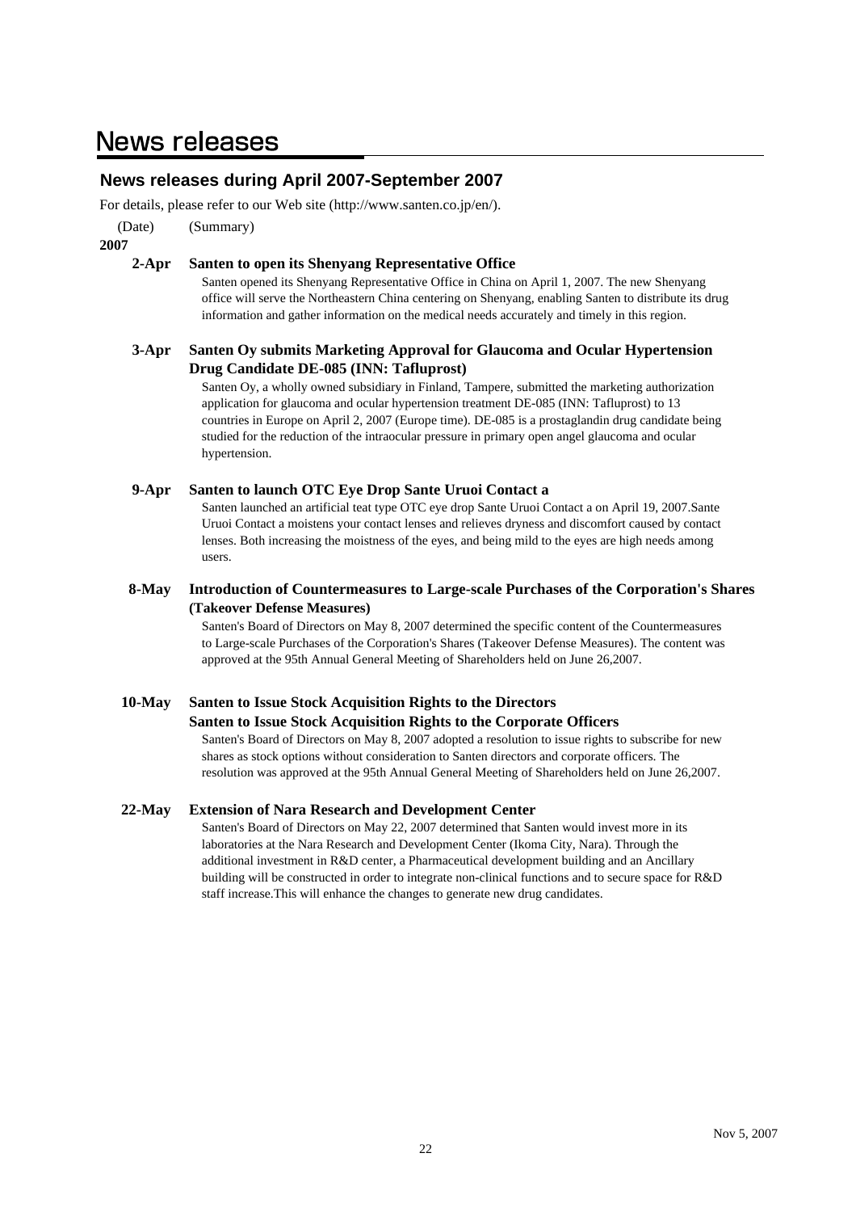# News releases

## News releases during April 2007-September 2007

For details, please refer to our Web site (http://www.santen.co.jp/en/).

(Date) (Summary)

**2007**

**2-Apr** **Santen to open its Shenyang Representative Office**

Santen opened its Shenyang Representative Office in China on April 1, 2007. The new Shenyang office will serve the Northeastern China centering on Shenyang, enabling Santen to distribute its drug information and gather information on the medical needs accurately and timely in this region.

**3-Apr** **Santen Oy submits Marketing Approval for Glaucoma and Ocular Hypertension Drug Candidate DE-085 (INN: Tafluprost)**

Santen Oy, a wholly owned subsidiary in Finland, Tampere, submitted the marketing authorization application for glaucoma and ocular hypertension treatment DE-085 (INN: Tafluprost) to 13 countries in Europe on April 2, 2007 (Europe time). DE-085 is a prostaglandin drug candidate being studied for the reduction of the intraocular pressure in primary open angel glaucoma and ocular hypertension.

**9-Apr** **Santen to launch OTC Eye Drop Sante Uruoi Contact a**

Santen launched an artificial teat type OTC eye drop Sante Uruoi Contact a on April 19, 2007.Sante Uruoi Contact a moistens your contact lenses and relieves dryness and discomfort caused by contact lenses. Both increasing the moistness of the eyes, and being mild to the eyes are high needs among users.

**8-May** **Introduction of Countermeasures to Large-scale Purchases of the Corporation's Shares (Takeover Defense Measures)**

Santen's Board of Directors on May 8, 2007 determined the specific content of the Countermeasures to Large-scale Purchases of the Corporation's Shares (Takeover Defense Measures). The content was approved at the 95th Annual General Meeting of Shareholders held on June 26,2007.

**10-May** **Santen to Issue Stock Acquisition Rights to the Directors**
**Santen to Issue Stock Acquisition Rights to the Corporate Officers**

Santen's Board of Directors on May 8, 2007 adopted a resolution to issue rights to subscribe for new shares as stock options without consideration to Santen directors and corporate officers. The resolution was approved at the 95th Annual General Meeting of Shareholders held on June 26,2007.

**22-May** **Extension of Nara Research and Development Center**

Santen's Board of Directors on May 22, 2007 determined that Santen would invest more in its laboratories at the Nara Research and Development Center (Ikoma City, Nara). Through the additional investment in R&D center, a Pharmaceutical development building and an Ancillary building will be constructed in order to integrate non-clinical functions and to secure space for R&D staff increase.This will enhance the changes to generate new drug candidates.

Nov 5, 2007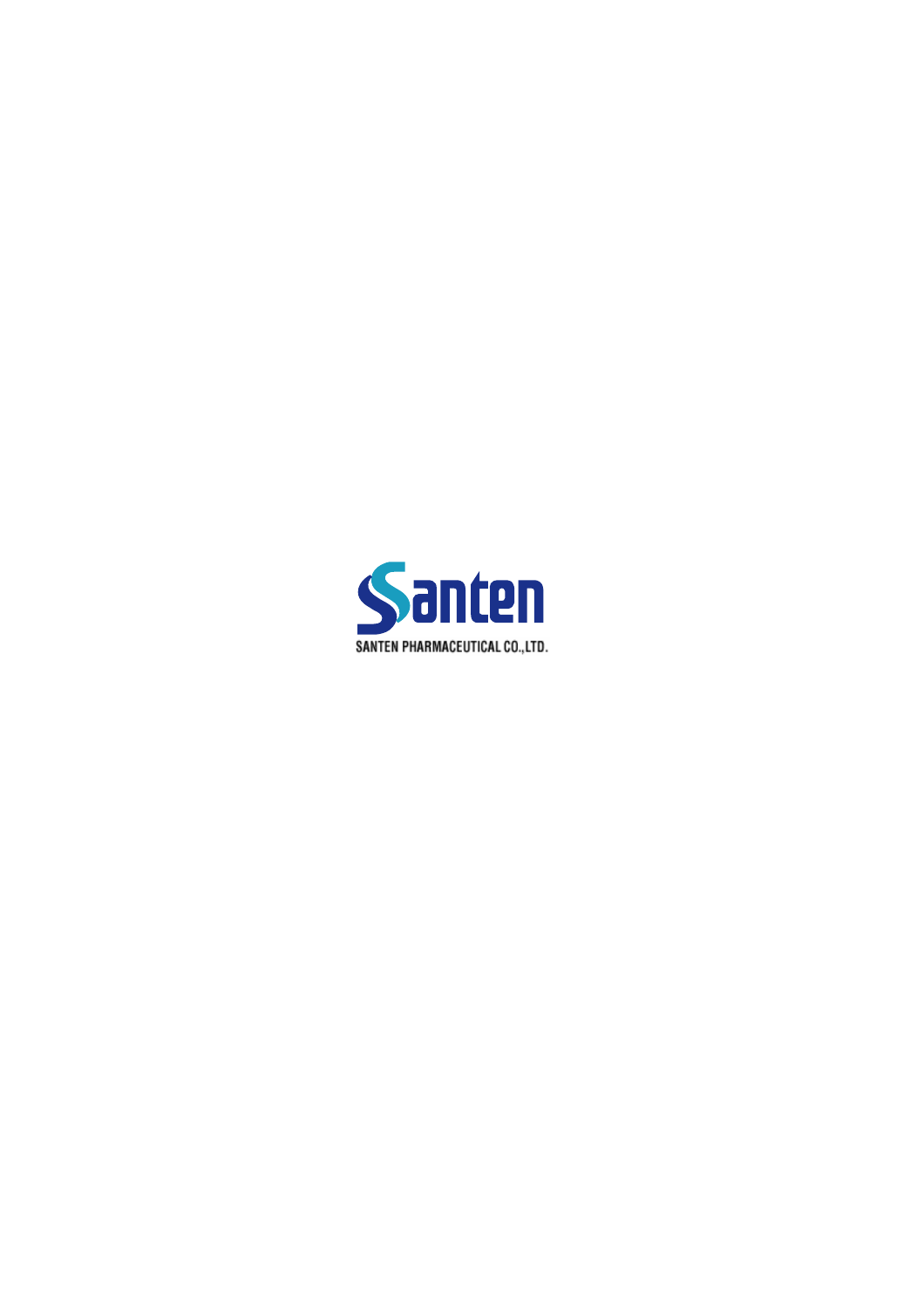Santen

SANTEN PHARMACEUTICAL CO.,LTD.